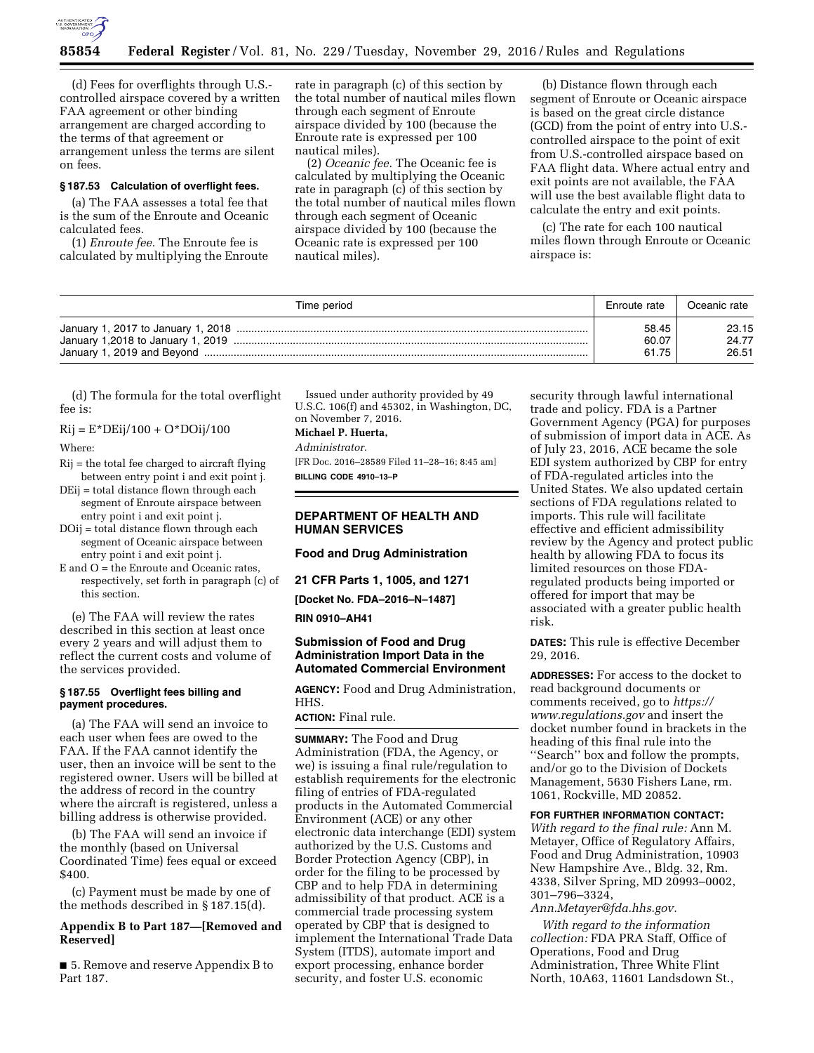(d) Fees for overflights through U.S.-controlled airspace covered by a written FAA agreement or other binding arrangement are charged according to the terms of that agreement or arrangement unless the terms are silent on fees.

### § 187.53 Calculation of overflight fees.

(a) The FAA assesses a total fee that is the sum of the Enroute and Oceanic calculated fees.

(1) *Enroute fee.* The Enroute fee is calculated by multiplying the Enroute rate in paragraph (c) of this section by the total number of nautical miles flown through each segment of Enroute airspace divided by 100 (because the Enroute rate is expressed per 100 nautical miles).

(2) *Oceanic fee.* The Oceanic fee is calculated by multiplying the Oceanic rate in paragraph (c) of this section by the total number of nautical miles flown through each segment of Oceanic airspace divided by 100 (because the Oceanic rate is expressed per 100 nautical miles).

(b) Distance flown through each segment of Enroute or Oceanic airspace is based on the great circle distance (GCD) from the point of entry into U.S.-controlled airspace to the point of exit from U.S.-controlled airspace based on FAA flight data. Where actual entry and exit points are not available, the FAA will use the best available flight data to calculate the entry and exit points.

(c) The rate for each 100 nautical miles flown through Enroute or Oceanic airspace is:

| Time period | Enroute rate | Oceanic rate |
|---|---|---|
| January 1, 2017 to January 1, 2018 | 58.45 | 23.15 |
| January 1,2018 to January 1, 2019 | 60.07 | 24.77 |
| January 1, 2019 and Beyond | 61.75 | 26.51 |

(d) The formula for the total overflight fee is:

$$R_{ij} = E*DE_{ij}/100 + O*DO_{ij}/100$$

Where:

$R_{ij}$ = the total fee charged to aircraft flying between entry point i and exit point j.

$DE_{ij}$ = total distance flown through each segment of Enroute airspace between entry point i and exit point j.

$DO_{ij}$ = total distance flown through each segment of Oceanic airspace between entry point i and exit point j.

E and O = the Enroute and Oceanic rates, respectively, set forth in paragraph (c) of this section.

(e) The FAA will review the rates described in this section at least once every 2 years and will adjust them to reflect the current costs and volume of the services provided.

### § 187.55 Overflight fees billing and payment procedures.

(a) The FAA will send an invoice to each user when fees are owed to the FAA. If the FAA cannot identify the user, then an invoice will be sent to the registered owner. Users will be billed at the address of record in the country where the aircraft is registered, unless a billing address is otherwise provided.

(b) The FAA will send an invoice if the monthly (based on Universal Coordinated Time) fees equal or exceed $400.

(c) Payment must be made by one of the methods described in § 187.15(d).

### Appendix B to Part 187—[Removed and Reserved]

■ 5. Remove and reserve Appendix B to Part 187.

Issued under authority provided by 49 U.S.C. 106(f) and 45302, in Washington, DC, on November 7, 2016.

**Michael P. Huerta,**

*Administrator.*

[FR Doc. 2016–28589 Filed 11–28–16; 8:45 am]

**BILLING CODE 4910–13–P**

## DEPARTMENT OF HEALTH AND HUMAN SERVICES

## Food and Drug Administration

## 21 CFR Parts 1, 1005, and 1271

**[Docket No. FDA–2016–N–1487]**

**RIN 0910–AH41**

## Submission of Food and Drug Administration Import Data in the Automated Commercial Environment

**AGENCY:** Food and Drug Administration, HHS.

**ACTION:** Final rule.

**SUMMARY:** The Food and Drug Administration (FDA, the Agency, or we) is issuing a final rule/regulation to establish requirements for the electronic filing of entries of FDA-regulated products in the Automated Commercial Environment (ACE) or any other electronic data interchange (EDI) system authorized by the U.S. Customs and Border Protection Agency (CBP), in order for the filing to be processed by CBP and to help FDA in determining admissibility of that product. ACE is a commercial trade processing system operated by CBP that is designed to implement the International Trade Data System (ITDS), automate import and export processing, enhance border security, and foster U.S. economic security through lawful international trade and policy. FDA is a Partner Government Agency (PGA) for purposes of submission of import data in ACE. As of July 23, 2016, ACE became the sole EDI system authorized by CBP for entry of FDA-regulated articles into the United States. We also updated certain sections of FDA regulations related to imports. This rule will facilitate effective and efficient admissibility review by the Agency and protect public health by allowing FDA to focus its limited resources on those FDA-regulated products being imported or offered for import that may be associated with a greater public health risk.

**DATES:** This rule is effective December 29, 2016.

**ADDRESSES:** For access to the docket to read background documents or comments received, go to *https://www.regulations.gov* and insert the docket number found in brackets in the heading of this final rule into the ''Search'' box and follow the prompts, and/or go to the Division of Dockets Management, 5630 Fishers Lane, rm. 1061, Rockville, MD 20852.

**FOR FURTHER INFORMATION CONTACT:** *With regard to the final rule:* Ann M. Metayer, Office of Regulatory Affairs, Food and Drug Administration, 10903 New Hampshire Ave., Bldg. 32, Rm. 4338, Silver Spring, MD 20993–0002, 301–796–3324, *Ann.Metayer@fda.hhs.gov.*

*With regard to the information collection:* FDA PRA Staff, Office of Operations, Food and Drug Administration, Three White Flint North, 10A63, 11601 Landsdown St.,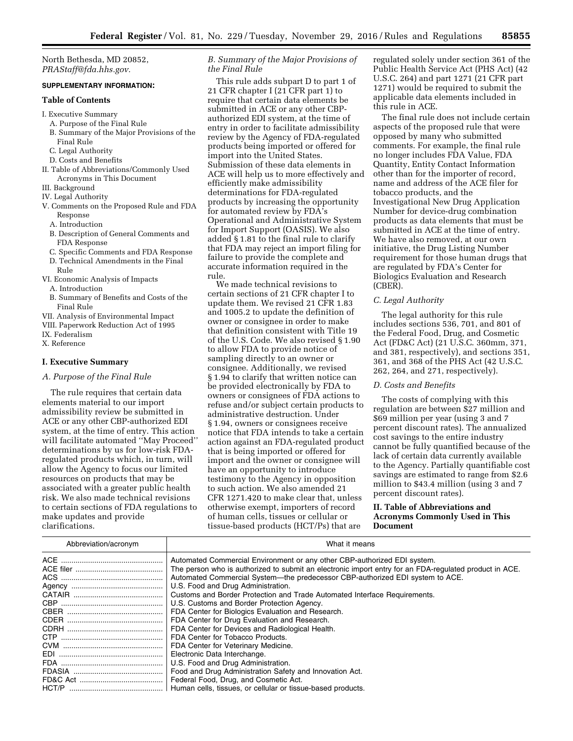North Bethesda, MD 20852, *PRAStaff@fda.hhs.gov.*

**SUPPLEMENTARY INFORMATION:**

**Table of Contents**

I. Executive Summary
  A. Purpose of the Final Rule
  B. Summary of the Major Provisions of the Final Rule
  C. Legal Authority
  D. Costs and Benefits
II. Table of Abbreviations/Commonly Used Acronyms in This Document
III. Background
IV. Legal Authority
V. Comments on the Proposed Rule and FDA Response
  A. Introduction
  B. Description of General Comments and FDA Response
  C. Specific Comments and FDA Response
  D. Technical Amendments in the Final Rule
VI. Economic Analysis of Impacts
  A. Introduction
  B. Summary of Benefits and Costs of the Final Rule
VII. Analysis of Environmental Impact
VIII. Paperwork Reduction Act of 1995
IX. Federalism
X. Reference

## I. Executive Summary

### *A. Purpose of the Final Rule*

The rule requires that certain data elements material to our import admissibility review be submitted in ACE or any other CBP-authorized EDI system, at the time of entry. This action will facilitate automated ''May Proceed'' determinations by us for low-risk FDA-regulated products which, in turn, will allow the Agency to focus our limited resources on products that may be associated with a greater public health risk. We also made technical revisions to certain sections of FDA regulations to make updates and provide clarifications.

### *B. Summary of the Major Provisions of the Final Rule*

This rule adds subpart D to part 1 of 21 CFR chapter I (21 CFR part 1) to require that certain data elements be submitted in ACE or any other CBP-authorized EDI system, at the time of entry in order to facilitate admissibility review by the Agency of FDA-regulated products being imported or offered for import into the United States. Submission of these data elements in ACE will help us to more effectively and efficiently make admissibility determinations for FDA-regulated products by increasing the opportunity for automated review by FDA's Operational and Administrative System for Import Support (OASIS). We also added § 1.81 to the final rule to clarify that FDA may reject an import filing for failure to provide the complete and accurate information required in the rule.

We made technical revisions to certain sections of 21 CFR chapter I to update them. We revised 21 CFR 1.83 and 1005.2 to update the definition of owner or consignee in order to make that definition consistent with Title 19 of the U.S. Code. We also revised § 1.90 to allow FDA to provide notice of sampling directly to an owner or consignee. Additionally, we revised § 1.94 to clarify that written notice can be provided electronically by FDA to owners or consignees of FDA actions to refuse and/or subject certain products to administrative destruction. Under § 1.94, owners or consignees receive notice that FDA intends to take a certain action against an FDA-regulated product that is being imported or offered for import and the owner or consignee will have an opportunity to introduce testimony to the Agency in opposition to such action. We also amended 21 CFR 1271.420 to make clear that, unless otherwise exempt, importers of record of human cells, tissues or cellular or tissue-based products (HCT/Ps) that are regulated solely under section 361 of the Public Health Service Act (PHS Act) (42 U.S.C. 264) and part 1271 (21 CFR part 1271) would be required to submit the applicable data elements included in this rule in ACE.

The final rule does not include certain aspects of the proposed rule that were opposed by many who submitted comments. For example, the final rule no longer includes FDA Value, FDA Quantity, Entity Contact Information other than for the importer of record, name and address of the ACE filer for tobacco products, and the Investigational New Drug Application Number for device-drug combination products as data elements that must be submitted in ACE at the time of entry. We have also removed, at our own initiative, the Drug Listing Number requirement for those human drugs that are regulated by FDA's Center for Biologics Evaluation and Research (CBER).

### *C. Legal Authority*

The legal authority for this rule includes sections 536, 701, and 801 of the Federal Food, Drug, and Cosmetic Act (FD&C Act) (21 U.S.C. 360mm, 371, and 381, respectively), and sections 351, 361, and 368 of the PHS Act (42 U.S.C. 262, 264, and 271, respectively).

### *D. Costs and Benefits*

The costs of complying with this regulation are between $27 million and $69 million per year (using 3 and 7 percent discount rates). The annualized cost savings to the entire industry cannot be fully quantified because of the lack of certain data currently available to the Agency. Partially quantifiable cost savings are estimated to range from $2.6 million to $43.4 million (using 3 and 7 percent discount rates).

## II. Table of Abbreviations and Acronyms Commonly Used in This Document

| Abbreviation/acronym | What it means |
|---|---|
| ACE | Automated Commercial Environment or any other CBP-authorized EDI system. |
| ACE filer | The person who is authorized to submit an electronic import entry for an FDA-regulated product in ACE. |
| ACS | Automated Commercial System—the predecessor CBP-authorized EDI system to ACE. |
| Agency | U.S. Food and Drug Administration. |
| CATAIR | Customs and Border Protection and Trade Automated Interface Requirements. |
| CBP | U.S. Customs and Border Protection Agency. |
| CBER | FDA Center for Biologics Evaluation and Research. |
| CDER | FDA Center for Drug Evaluation and Research. |
| CDRH | FDA Center for Devices and Radiological Health. |
| CTP | FDA Center for Tobacco Products. |
| CVM | FDA Center for Veterinary Medicine. |
| EDI | Electronic Data Interchange. |
| FDA | U.S. Food and Drug Administration. |
| FDASIA | Food and Drug Administration Safety and Innovation Act. |
| FD&C Act | Federal Food, Drug, and Cosmetic Act. |
| HCT/P | Human cells, tissues, or cellular or tissue-based products. |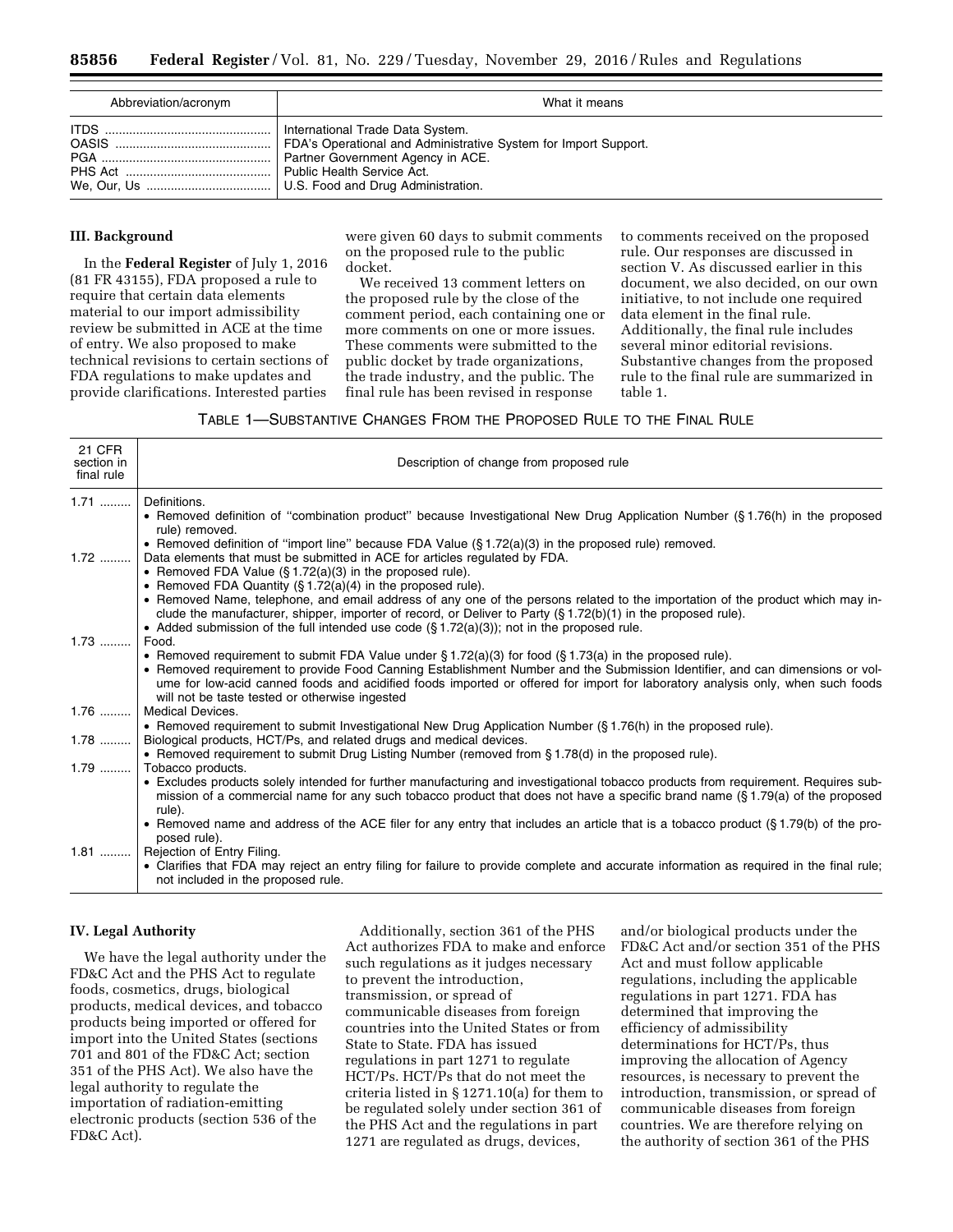| Abbreviation/acronym | What it means |
|---|---|
| ITDS | International Trade Data System. |
| OASIS | FDA's Operational and Administrative System for Import Support. |
| PGA | Partner Government Agency in ACE. |
| PHS Act | Public Health Service Act. |
| We, Our, Us | U.S. Food and Drug Administration. |

## III. Background

In the **Federal Register** of July 1, 2016 (81 FR 43155), FDA proposed a rule to require that certain data elements material to our import admissibility review be submitted in ACE at the time of entry. We also proposed to make technical revisions to certain sections of FDA regulations to make updates and provide clarifications. Interested parties were given 60 days to submit comments on the proposed rule to the public docket.

We received 13 comment letters on the proposed rule by the close of the comment period, each containing one or more comments on one or more issues. These comments were submitted to the public docket by trade organizations, the trade industry, and the public. The final rule has been revised in response to comments received on the proposed rule. Our responses are discussed in section V. As discussed earlier in this document, we also decided, on our own initiative, to not include one required data element in the final rule. Additionally, the final rule includes several minor editorial revisions. Substantive changes from the proposed rule to the final rule are summarized in table 1.

TABLE 1—SUBSTANTIVE CHANGES FROM THE PROPOSED RULE TO THE FINAL RULE

| 21 CFR section in final rule | Description of change from proposed rule |
|---|---|
| 1.71 | Definitions.<br>• Removed definition of "combination product" because Investigational New Drug Application Number (§ 1.76(h) in the proposed rule) removed.<br>• Removed definition of "import line" because FDA Value (§ 1.72(a)(3) in the proposed rule) removed. |
| 1.72 | Data elements that must be submitted in ACE for articles regulated by FDA.<br>• Removed FDA Value (§ 1.72(a)(3) in the proposed rule).<br>• Removed FDA Quantity (§ 1.72(a)(4) in the proposed rule).<br>• Removed Name, telephone, and email address of any one of the persons related to the importation of the product which may include the manufacturer, shipper, importer of record, or Deliver to Party (§ 1.72(b)(1) in the proposed rule).<br>• Added submission of the full intended use code (§ 1.72(a)(3)); not in the proposed rule. |
| 1.73 | Food.<br>• Removed requirement to submit FDA Value under § 1.72(a)(3) for food (§ 1.73(a) in the proposed rule).<br>• Removed requirement to provide Food Canning Establishment Number and the Submission Identifier, and can dimensions or volume for low-acid canned foods and acidified foods imported or offered for import for laboratory analysis only, when such foods will not be taste tested or otherwise ingested |
| 1.76 | Medical Devices.<br>• Removed requirement to submit Investigational New Drug Application Number (§ 1.76(h) in the proposed rule). |
| 1.78 | Biological products, HCT/Ps, and related drugs and medical devices.<br>• Removed requirement to submit Drug Listing Number (removed from § 1.78(d) in the proposed rule). |
| 1.79 | Tobacco products.<br>• Excludes products solely intended for further manufacturing and investigational tobacco products from requirement. Requires submission of a commercial name for any such tobacco product that does not have a specific brand name (§ 1.79(a) of the proposed rule).<br>• Removed name and address of the ACE filer for any entry that includes an article that is a tobacco product (§ 1.79(b) of the proposed rule). |
| 1.81 | Rejection of Entry Filing.<br>• Clarifies that FDA may reject an entry filing for failure to provide complete and accurate information as required in the final rule; not included in the proposed rule. |

## IV. Legal Authority

We have the legal authority under the FD&C Act and the PHS Act to regulate foods, cosmetics, drugs, biological products, medical devices, and tobacco products being imported or offered for import into the United States (sections 701 and 801 of the FD&C Act; section 351 of the PHS Act). We also have the legal authority to regulate the importation of radiation-emitting electronic products (section 536 of the FD&C Act).

Additionally, section 361 of the PHS Act authorizes FDA to make and enforce such regulations as it judges necessary to prevent the introduction, transmission, or spread of communicable diseases from foreign countries into the United States or from State to State. FDA has issued regulations in part 1271 to regulate HCT/Ps. HCT/Ps that do not meet the criteria listed in § 1271.10(a) for them to be regulated solely under section 361 of the PHS Act and the regulations in part 1271 are regulated as drugs, devices, and/or biological products under the FD&C Act and/or section 351 of the PHS Act and must follow applicable regulations, including the applicable regulations in part 1271. FDA has determined that improving the efficiency of admissibility determinations for HCT/Ps, thus improving the allocation of Agency resources, is necessary to prevent the introduction, transmission, or spread of communicable diseases from foreign countries. We are therefore relying on the authority of section 361 of the PHS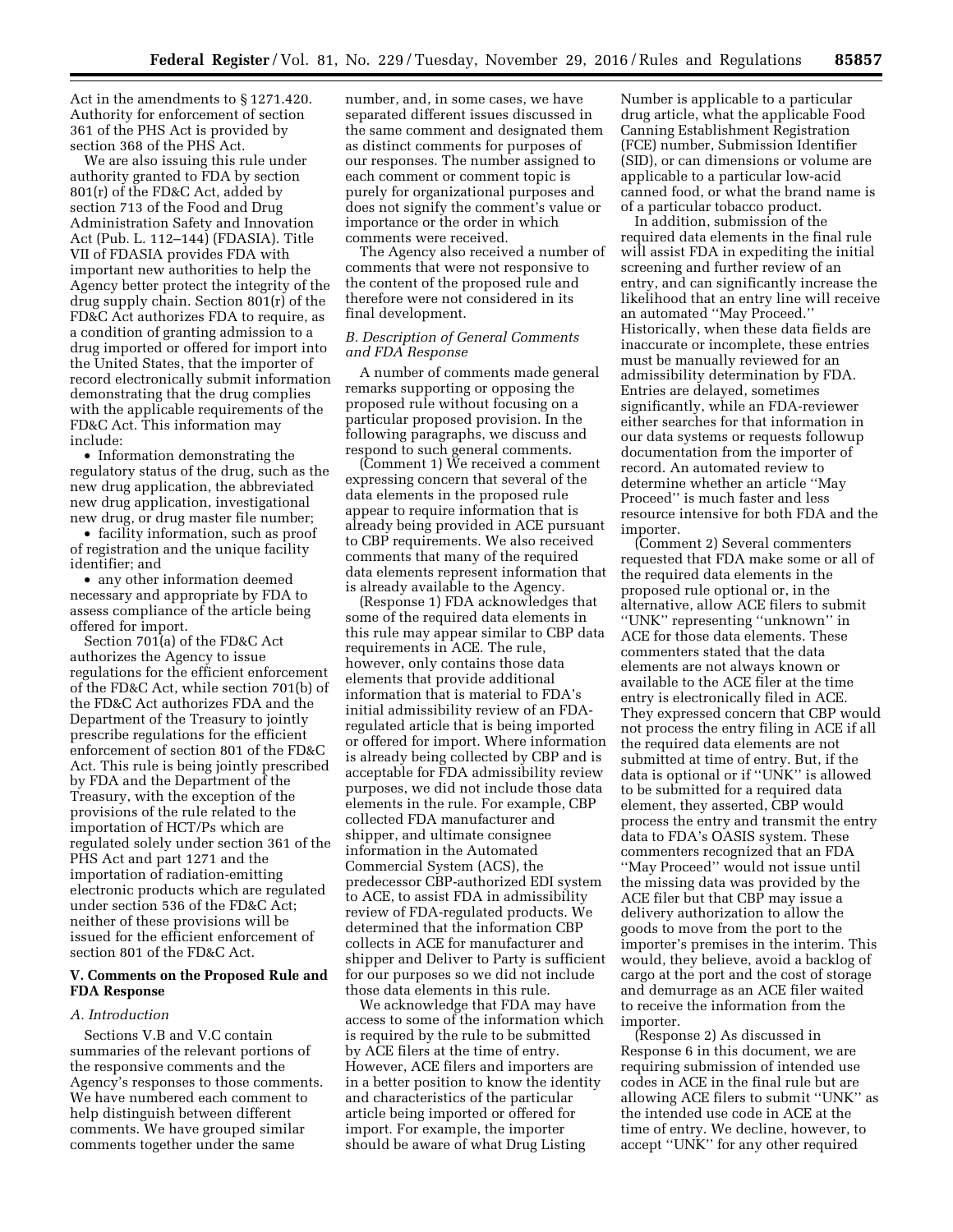Act in the amendments to § 1271.420. Authority for enforcement of section 361 of the PHS Act is provided by section 368 of the PHS Act.

We are also issuing this rule under authority granted to FDA by section 801(r) of the FD&C Act, added by section 713 of the Food and Drug Administration Safety and Innovation Act (Pub. L. 112–144) (FDASIA). Title VII of FDASIA provides FDA with important new authorities to help the Agency better protect the integrity of the drug supply chain. Section 801(r) of the FD&C Act authorizes FDA to require, as a condition of granting admission to a drug imported or offered for import into the United States, that the importer of record electronically submit information demonstrating that the drug complies with the applicable requirements of the FD&C Act. This information may include:

- Information demonstrating the regulatory status of the drug, such as the new drug application, the abbreviated new drug application, investigational new drug, or drug master file number;
- facility information, such as proof of registration and the unique facility identifier; and
- any other information deemed necessary and appropriate by FDA to assess compliance of the article being offered for import.

Section 701(a) of the FD&C Act authorizes the Agency to issue regulations for the efficient enforcement of the FD&C Act, while section 701(b) of the FD&C Act authorizes FDA and the Department of the Treasury to jointly prescribe regulations for the efficient enforcement of section 801 of the FD&C Act. This rule is being jointly prescribed by FDA and the Department of the Treasury, with the exception of the provisions of the rule related to the importation of HCT/Ps which are regulated solely under section 361 of the PHS Act and part 1271 and the importation of radiation-emitting electronic products which are regulated under section 536 of the FD&C Act; neither of these provisions will be issued for the efficient enforcement of section 801 of the FD&C Act.

## V. Comments on the Proposed Rule and FDA Response

### *A. Introduction*

Sections V.B and V.C contain summaries of the relevant portions of the responsive comments and the Agency's responses to those comments. We have numbered each comment to help distinguish between different comments. We have grouped similar comments together under the same number, and, in some cases, we have separated different issues discussed in the same comment and designated them as distinct comments for purposes of our responses. The number assigned to each comment or comment topic is purely for organizational purposes and does not signify the comment's value or importance or the order in which comments were received.

The Agency also received a number of comments that were not responsive to the content of the proposed rule and therefore were not considered in its final development.

### *B. Description of General Comments and FDA Response*

A number of comments made general remarks supporting or opposing the proposed rule without focusing on a particular proposed provision. In the following paragraphs, we discuss and respond to such general comments.

(Comment 1) We received a comment expressing concern that several of the data elements in the proposed rule appear to require information that is already being provided in ACE pursuant to CBP requirements. We also received comments that many of the required data elements represent information that is already available to the Agency.

(Response 1) FDA acknowledges that some of the required data elements in this rule may appear similar to CBP data requirements in ACE. The rule, however, only contains those data elements that provide additional information that is material to FDA's initial admissibility review of an FDA-regulated article that is being imported or offered for import. Where information is already being collected by CBP and is acceptable for FDA admissibility review purposes, we did not include those data elements in the rule. For example, CBP collected FDA manufacturer and shipper, and ultimate consignee information in the Automated Commercial System (ACS), the predecessor CBP-authorized EDI system to ACE, to assist FDA in admissibility review of FDA-regulated products. We determined that the information CBP collects in ACE for manufacturer and shipper and Deliver to Party is sufficient for our purposes so we did not include those data elements in this rule.

We acknowledge that FDA may have access to some of the information which is required by the rule to be submitted by ACE filers at the time of entry. However, ACE filers and importers are in a better position to know the identity and characteristics of the particular article being imported or offered for import. For example, the importer should be aware of what Drug Listing Number is applicable to a particular drug article, what the applicable Food Canning Establishment Registration (FCE) number, Submission Identifier (SID), or can dimensions or volume are applicable to a particular low-acid canned food, or what the brand name is of a particular tobacco product.

In addition, submission of the required data elements in the final rule will assist FDA in expediting the initial screening and further review of an entry, and can significantly increase the likelihood that an entry line will receive an automated ''May Proceed.'' Historically, when these data fields are inaccurate or incomplete, these entries must be manually reviewed for an admissibility determination by FDA. Entries are delayed, sometimes significantly, while an FDA-reviewer either searches for that information in our data systems or requests followup documentation from the importer of record. An automated review to determine whether an article ''May Proceed'' is much faster and less resource intensive for both FDA and the importer.

(Comment 2) Several commenters requested that FDA make some or all of the required data elements in the proposed rule optional or, in the alternative, allow ACE filers to submit ''UNK'' representing ''unknown'' in ACE for those data elements. These commenters stated that the data elements are not always known or available to the ACE filer at the time entry is electronically filed in ACE. They expressed concern that CBP would not process the entry filing in ACE if all the required data elements are not submitted at time of entry. But, if the data is optional or if ''UNK'' is allowed to be submitted for a required data element, they asserted, CBP would process the entry and transmit the entry data to FDA's OASIS system. These commenters recognized that an FDA ''May Proceed'' would not issue until the missing data was provided by the ACE filer but that CBP may issue a delivery authorization to allow the goods to move from the port to the importer's premises in the interim. This would, they believe, avoid a backlog of cargo at the port and the cost of storage and demurrage as an ACE filer waited to receive the information from the importer.

(Response 2) As discussed in Response 6 in this document, we are requiring submission of intended use codes in ACE in the final rule but are allowing ACE filers to submit ''UNK'' as the intended use in ACE at the time of entry. We decline, however, to accept ''UNK'' for any other required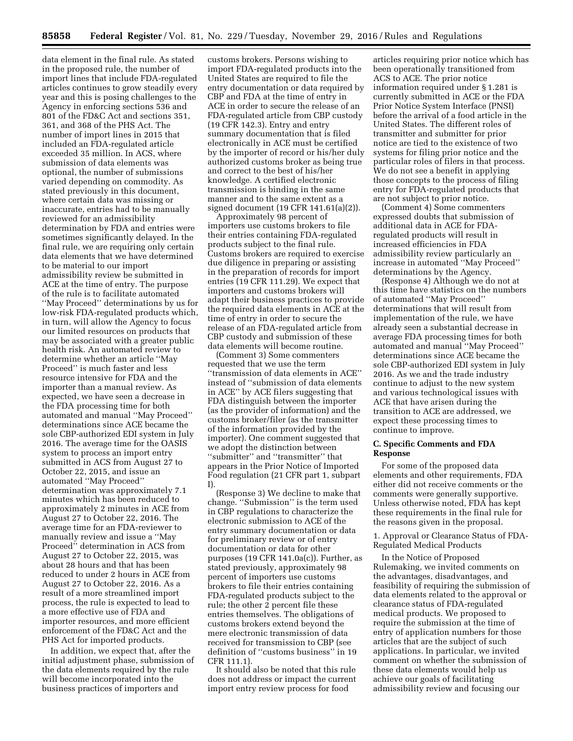data element in the final rule. As stated in the proposed rule, the number of import lines that include FDA-regulated articles continues to grow steadily every year and this is posing challenges to the Agency in enforcing sections 536 and 801 of the FD&C Act and sections 351, 361, and 368 of the PHS Act. The number of import lines in 2015 that included an FDA-regulated article exceeded 35 million. In ACS, where submission of data elements was optional, the number of submissions varied depending on commodity. As stated previously in this document, where certain data was missing or inaccurate, entries had to be manually reviewed for an admissibility determination by FDA and entries were sometimes significantly delayed. In the final rule, we are requiring only certain data elements that we have determined to be material to our import admissibility review be submitted in ACE at the time of entry. The purpose of the rule is to facilitate automated ''May Proceed'' determinations by us for low-risk FDA-regulated products which, in turn, will allow the Agency to focus our limited resources on products that may be associated with a greater public health risk. An automated review to determine whether an article ''May Proceed'' is much faster and less resource intensive for FDA and the importer than a manual review. As expected, we have seen a decrease in the FDA processing time for both automated and manual ''May Proceed'' determinations since ACE became the sole CBP-authorized EDI system in July 2016. The average time for the OASIS system to process an import entry submitted in ACS from August 27 to October 22, 2015, and issue an automated ''May Proceed'' determination was approximately 7.1 minutes which has been reduced to approximately 2 minutes in ACE from August 27 to October 22, 2016. The average time for an FDA-reviewer to manually review and issue a ''May Proceed'' determination in ACS from August 27 to October 22, 2015, was about 28 hours and that has been reduced to under 2 hours in ACE from August 27 to October 22, 2016. As a result of a more streamlined import process, the rule is expected to lead to a more effective use of FDA and importer resources, and more efficient enforcement of the FD&C Act and the PHS Act for imported products.

In addition, we expect that, after the initial adjustment phase, submission of the data elements required by the rule will become incorporated into the business practices of importers and customs brokers. Persons wishing to import FDA-regulated products into the United States are required to file the entry documentation or data required by CBP and FDA at the time of entry in ACE in order to secure the release of an FDA-regulated article from CBP custody (19 CFR 142.3). Entry and entry summary documentation that is filed electronically in ACE must be certified by the importer of record or his/her duly authorized customs broker as being true and correct to the best of his/her knowledge. A certified electronic transmission is binding in the same manner and to the same extent as a signed document (19 CFR 141.61(a)(2)).

Approximately 98 percent of importers use customs brokers to file their entries containing FDA-regulated products subject to the final rule. Customs brokers are required to exercise due diligence in preparing or assisting in the preparation of records for import entries (19 CFR 111.29). We expect that importers and customs brokers will adapt their business practices to provide the required data elements in ACE at the time of entry in order to secure the release of an FDA-regulated article from CBP custody and submission of these data elements will become routine.

(Comment 3) Some commenters requested that we use the term ''transmission of data elements in ACE'' instead of ''submission of data elements in ACE'' by ACE filers suggesting that FDA distinguish between the importer (as the provider of information) and the customs broker/filer (as the transmitter of the information provided by the importer). One comment suggested that we adopt the distinction between ''submitter'' and ''transmitter'' that appears in the Prior Notice of Imported Food regulation (21 CFR part 1, subpart I).

(Response 3) We decline to make that change. ''Submission'' is the term used in CBP regulations to characterize the electronic submission to ACE of the entry summary documentation or data for preliminary review or of entry documentation or data for other purposes (19 CFR 141.0a(c)). Further, as stated previously, approximately 98 percent of importers use customs brokers to file their entries containing FDA-regulated products subject to the rule; the other 2 percent file these entries themselves. The obligations of customs brokers extend beyond the mere electronic transmission of data received for transmission to CBP (see definition of ''customs business'' in 19 CFR 111.1).

It should also be noted that this rule does not address or impact the current import entry review process for food articles requiring prior notice which has been operationally transitioned from ACS to ACE. The prior notice information required under § 1.281 is currently submitted in ACE or the FDA Prior Notice System Interface (PNSI) before the arrival of a food article in the United States. The different roles of transmitter and submitter for prior notice are tied to the existence of two systems for filing prior notice and the particular roles of filers in that process. We do not see a benefit in applying those concepts to the process of filing entry for FDA-regulated products that are not subject to prior notice.

(Comment 4) Some commenters expressed doubts that submission of additional data in ACE for FDA-regulated products will result in increased efficiencies in FDA admissibility review particularly an increase in automated ''May Proceed'' determinations by the Agency.

(Response 4) Although we do not at this time have statistics on the numbers of automated ''May Proceed'' determinations that will result from implementation of the rule, we have already seen a substantial decrease in average FDA processing times for both automated and manual ''May Proceed'' determinations since ACE became the sole CBP-authorized EDI system in July 2016. As we and the trade industry continue to adjust to the new system and various technological issues with ACE that have arisen during the transition to ACE are addressed, we expect these processing times to continue to improve.

### C. Specific Comments and FDA Response

For some of the proposed data elements and other requirements, FDA either did not receive comments or the comments were generally supportive. Unless otherwise noted, FDA has kept these requirements in the final rule for the reasons given in the proposal.

1. Approval or Clearance Status of FDA-Regulated Medical Products

In the Notice of Proposed Rulemaking, we invited comments on the advantages, disadvantages, and feasibility of requiring the submission of data elements related to the approval or clearance status of FDA-regulated medical products. We proposed to require the submission at the time of entry of application numbers for those articles that are the subject of such applications. In particular, we invited comment on whether the submission of these data elements would help us achieve our goals of facilitating admissibility review and focusing our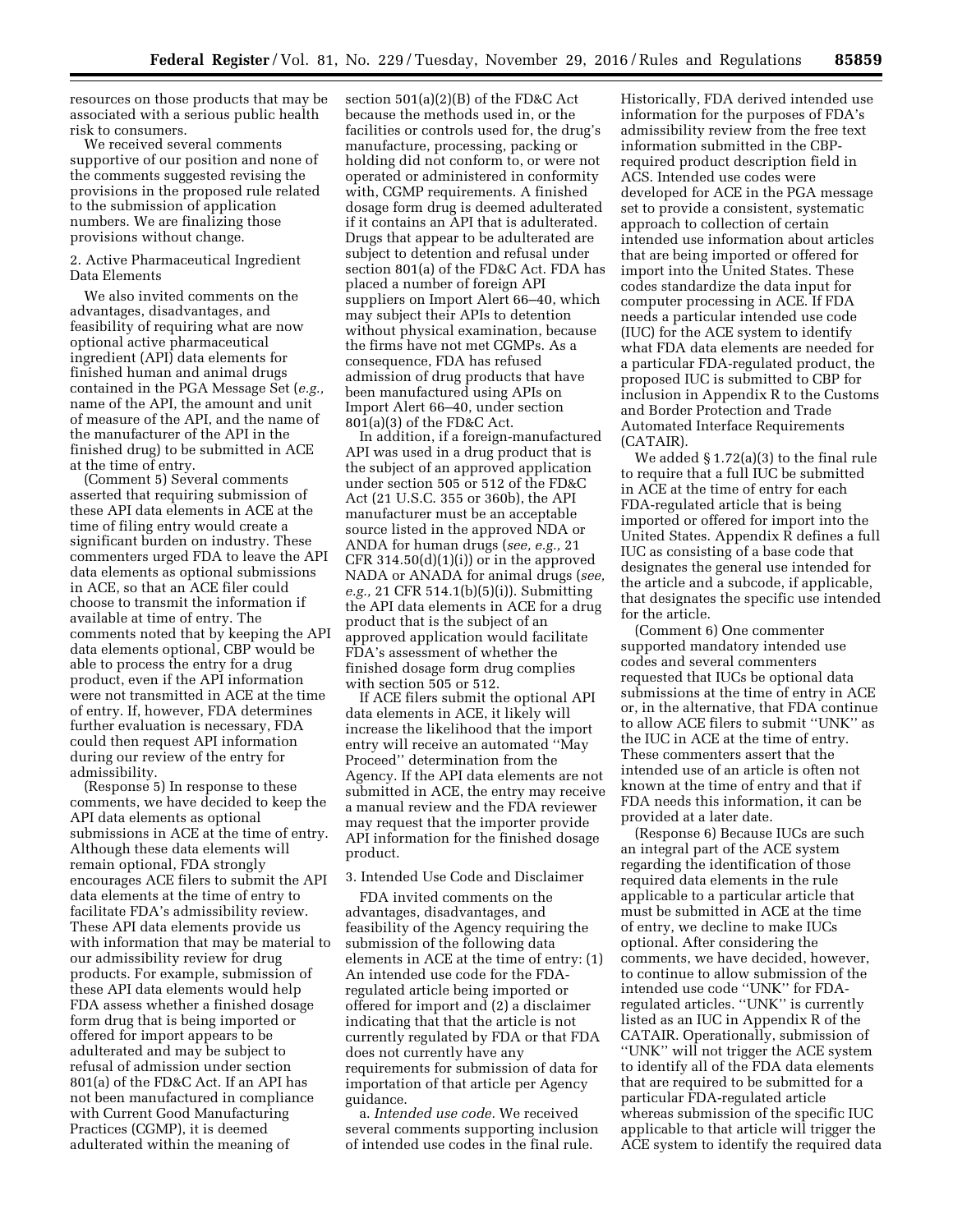resources on those products that may be associated with a serious public health risk to consumers.

We received several comments supportive of our position and none of the comments suggested revising the provisions in the proposed rule related to the submission of application numbers. We are finalizing those provisions without change.

2. Active Pharmaceutical Ingredient Data Elements

We also invited comments on the advantages, disadvantages, and feasibility of requiring what are now optional active pharmaceutical ingredient (API) data elements for finished human and animal drugs contained in the PGA Message Set (*e.g.,* name of the API, the amount and unit of measure of the API, and the name of the manufacturer of the API in the finished drug) to be submitted in ACE at the time of entry.

(Comment 5) Several comments asserted that requiring submission of these API data elements in ACE at the time of filing entry would create a significant burden on industry. These commenters urged FDA to leave the API data elements as optional submissions in ACE, so that an ACE filer could choose to transmit the information if available at time of entry. The comments noted that by keeping the API data elements optional, CBP would be able to process the entry for a drug product, even if the API information were not transmitted in ACE at the time of entry. If, however, FDA determines further evaluation is necessary, FDA could then request API information during our review of the entry for admissibility.

(Response 5) In response to these comments, we have decided to keep the API data elements as optional submissions in ACE at the time of entry. Although these data elements will remain optional, FDA strongly encourages ACE filers to submit the API data elements at the time of entry to facilitate FDA's admissibility review. These API data elements provide us with information that may be material to our admissibility review for drug products. For example, submission of these API data elements would help FDA assess whether a finished dosage form drug that is being imported or offered for import appears to be adulterated and may be subject to refusal of admission under section 801(a) of the FD&C Act. If an API has not been manufactured in compliance with Current Good Manufacturing Practices (CGMP), it is deemed adulterated within the meaning of section 501(a)(2)(B) of the FD&C Act because the methods used in, or the facilities or controls used for, the drug's manufacture, processing, packing or holding did not conform to, or were not operated or administered in conformity with, CGMP requirements. A finished dosage form drug is deemed adulterated if it contains an API that is adulterated. Drugs that appear to be adulterated are subject to detention and refusal under section 801(a) of the FD&C Act. FDA has placed a number of foreign API suppliers on Import Alert 66–40, which may subject their APIs to detention without physical examination, because the firms have not met CGMPs. As a consequence, FDA has refused admission of drug products that have been manufactured using APIs on Import Alert 66–40, under section 801(a)(3) of the FD&C Act.

In addition, if a foreign-manufactured API was used in a drug product that is the subject of an approved application under section 505 or 512 of the FD&C Act (21 U.S.C. 355 or 360b), the API manufacturer must be an acceptable source listed in the approved NDA or ANDA for human drugs (*see, e.g.,* 21 CFR 314.50(d)(1)(i)) or in the approved NADA or ANADA for animal drugs (*see, e.g.,* 21 CFR 514.1(b)(5)(i)). Submitting the API data elements in ACE for a drug product that is the subject of an approved application would facilitate FDA's assessment of whether the finished dosage form drug complies with section 505 or 512.

If ACE filers submit the optional API data elements in ACE, it likely will increase the likelihood that the import entry will receive an automated "May Proceed" determination from the Agency. If the API data elements are not submitted in ACE, the entry may receive a manual review and the FDA reviewer may request that the importer provide API information for the finished dosage product.

3. Intended Use Code and Disclaimer

FDA invited comments on the advantages, disadvantages, and feasibility of the Agency requiring the submission of the following data elements in ACE at the time of entry: (1) An intended use code for the FDA-regulated article being imported or offered for import and (2) a disclaimer indicating that that the article is not currently regulated by FDA or that FDA does not currently have any requirements for submission of data for importation of that article per Agency guidance.

a. *Intended use code.* We received several comments supporting inclusion of intended use codes in the final rule. Historically, FDA derived intended use information for the purposes of FDA's admissibility review from the free text information submitted in the CBP-required product description field in ACS. Intended use codes were developed for ACE in the PGA message set to provide a consistent, systematic approach to collection of certain intended use information about articles that are being imported or offered for import into the United States. These codes standardize the data input for computer processing in ACE. If FDA needs a particular intended use code (IUC) for the ACE system to identify what FDA data elements are needed for a particular FDA-regulated product, the proposed IUC is submitted to CBP for inclusion in Appendix R to the Customs and Border Protection and Trade Automated Interface Requirements (CATAIR).

We added § 1.72(a)(3) to the final rule to require that a full IUC be submitted in ACE at the time of entry for each FDA-regulated article that is being imported or offered for import into the United States. Appendix R defines a full IUC as consisting of a base code that designates the general use intended for the article and a subcode, if applicable, that designates the specific use intended for the article.

(Comment 6) One commenter supported mandatory intended use codes and several commenters requested that IUCs be optional data submissions at the time of entry in ACE or, in the alternative, that FDA continue to allow ACE filers to submit "UNK" as the IUC in ACE at the time of entry. These commenters assert that the intended use of an article is often not known at the time of entry and that if FDA needs this information, it can be provided at a later date.

(Response 6) Because IUCs are such an integral part of the ACE system regarding the identification of those required data elements in the rule applicable to a particular article that must be submitted in ACE at the time of entry, we decline to make IUCs optional. After considering the comments, we have decided, however, to continue to allow submission of the intended use code "UNK" for FDA-regulated articles. "UNK" is currently listed as an IUC in Appendix R of the CATAIR. Operationally, submission of "UNK" will not trigger the ACE system to identify all of the FDA data elements that are required to be submitted for a particular FDA-regulated article whereas submission of the specific IUC applicable to that article will trigger the ACE system to identify the required data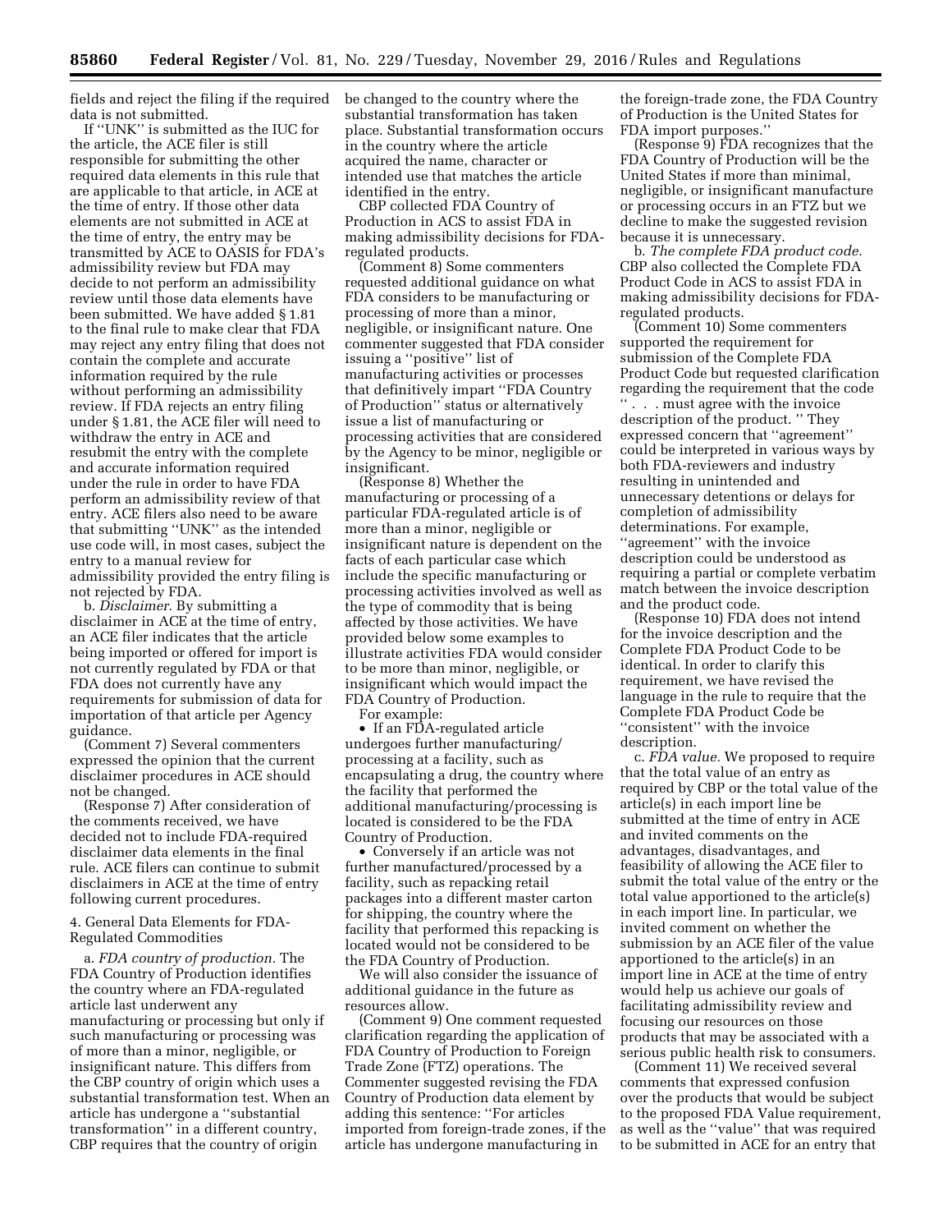fields and reject the filing if the required data is not submitted.

If ''UNK'' is submitted as the IUC for the article, the ACE filer is still responsible for submitting the other required data elements in this rule that are applicable to that article, in ACE at the time of entry. If those other data elements are not submitted in ACE at the time of entry, the entry may be transmitted by ACE to OASIS for FDA's admissibility review but FDA may decide to not perform an admissibility review until those data elements have been submitted. We have added § 1.81 to the final rule to make clear that FDA may reject any entry filing that does not contain the complete and accurate information required by the rule without performing an admissibility review. If FDA rejects an entry filing under § 1.81, the ACE filer will need to withdraw the entry in ACE and resubmit the entry with the complete and accurate information required under the rule in order to have FDA perform an admissibility review of that entry. ACE filers also need to be aware that submitting ''UNK'' as the intended use code will, in most cases, subject the entry to a manual review for admissibility provided the entry filing is not rejected by FDA.

b. *Disclaimer.* By submitting a disclaimer in ACE at the time of entry, an ACE filer indicates that the article being imported or offered for import is not currently regulated by FDA or that FDA does not currently have any requirements for submission of data for importation of that article per Agency guidance.

(Comment 7) Several commenters expressed the opinion that the current disclaimer procedures in ACE should not be changed.

(Response 7) After consideration of the comments received, we have decided not to include FDA-required disclaimer data elements in the final rule. ACE filers can continue to submit disclaimers in ACE at the time of entry following current procedures.

4. General Data Elements for FDA-Regulated Commodities

a. *FDA country of production.* The FDA Country of Production identifies the country where an FDA-regulated article last underwent any manufacturing or processing but only if such manufacturing or processing was of more than a minor, negligible, or insignificant nature. This differs from the CBP country of origin which uses a substantial transformation test. When an article has undergone a ''substantial transformation'' in a different country, CBP requires that the country of origin be changed to the country where the substantial transformation has taken place. Substantial transformation occurs in the country where the article acquired the name, character or intended use that matches the article identified in the entry.

CBP collected FDA Country of Production in ACS to assist FDA in making admissibility decisions for FDA-regulated products.

(Comment 8) Some commenters requested additional guidance on what FDA considers to be manufacturing or processing of more than a minor, negligible, or insignificant nature. One commenter suggested that FDA consider issuing a ''positive'' list of manufacturing activities or processes that definitively impart ''FDA Country of Production'' status or alternatively issue a list of manufacturing or processing activities that are considered by the Agency to be minor, negligible or insignificant.

(Response 8) Whether the manufacturing or processing of a particular FDA-regulated article is of more than a minor, negligible or insignificant nature is dependent on the facts of each particular case which include the specific manufacturing or processing activities involved as well as the type of commodity that is being affected by those activities. We have provided below some examples to illustrate activities FDA would consider to be more than minor, negligible, or insignificant which would impact the FDA Country of Production.

For example:

- If an FDA-regulated article undergoes further manufacturing/processing at a facility, such as encapsulating a drug, the country where the facility that performed the additional manufacturing/processing is located is considered to be the FDA Country of Production.
- Conversely if an article was not further manufactured/processed by a facility, such as repacking retail packages into a different master carton for shipping, the country where the facility that performed this repacking is located would not be considered to be the FDA Country of Production.

We will also consider the issuance of additional guidance in the future as resources allow.

(Comment 9) One comment requested clarification regarding the application of FDA Country of Production to Foreign Trade Zone (FTZ) operations. The Commenter suggested revising the FDA Country of Production data element by adding this sentence: ''For articles imported from foreign-trade zones, if the article has undergone manufacturing in the foreign-trade zone, the FDA Country of Production is the United States for FDA import purposes.''

(Response 9) FDA recognizes that the FDA Country of Production will be the United States if more than minimal, negligible, or insignificant manufacture or processing occurs in an FTZ but we decline to make the suggested revision because it is unnecessary.

b. *The complete FDA product code.* CBP also collected the Complete FDA Product Code in ACS to assist FDA in making admissibility decisions for FDA-regulated products.

(Comment 10) Some commenters supported the requirement for submission of the Complete FDA Product Code but requested clarification regarding the requirement that the code '' . . . must agree with the invoice description of the product. '' They expressed concern that ''agreement'' could be interpreted in various ways by both FDA-reviewers and industry resulting in unintended and unnecessary detentions or delays for completion of admissibility determinations. For example, ''agreement'' with the invoice description could be understood as requiring a partial or complete verbatim match between the invoice description and the product code.

(Response 10) FDA does not intend for the invoice description and the Complete FDA Product Code to be identical. In order to clarify this requirement, we have revised the language in the rule to require that the Complete FDA Product Code be ''consistent'' with the invoice description.

c. *FDA value.* We proposed to require that the total value of an entry as required by CBP or the total value of the article(s) in each import line be submitted at the time of entry in ACE and invited comments on the advantages, disadvantages, and feasibility of allowing the ACE filer to submit the total value of the entry or the total value apportioned to the article(s) in each import line. In particular, we invited comment on whether the submission by an ACE filer of the value apportioned to the article(s) in an import line in ACE at the time of entry would help us achieve our goals of facilitating admissibility review and focusing our resources on those products that may be associated with a serious public health risk to consumers.

(Comment 11) We received several comments that expressed confusion over the products that would be subject to the proposed FDA Value requirement, as well as the ''value'' that was required to be submitted in ACE for an entry that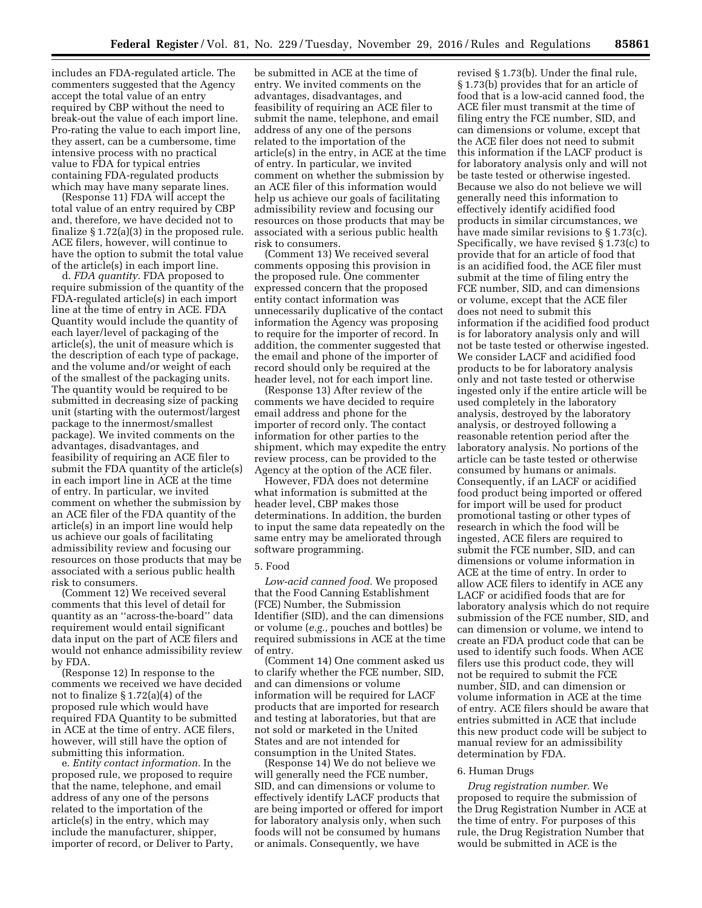includes an FDA-regulated article. The commenters suggested that the Agency accept the total value of an entry required by CBP without the need to break-out the value of each import line. Pro-rating the value to each import line, they assert, can be a cumbersome, time intensive process with no practical value to FDA for typical entries containing FDA-regulated products which may have many separate lines.

(Response 11) FDA will accept the total value of an entry required by CBP and, therefore, we have decided not to finalize § 1.72(a)(3) in the proposed rule. ACE filers, however, will continue to have the option to submit the total value of the article(s) in each import line.

d. *FDA quantity.* FDA proposed to require submission of the quantity of the FDA-regulated article(s) in each import line at the time of entry in ACE. FDA Quantity would include the quantity of each layer/level of packaging of the article(s), the unit of measure which is the description of each type of package, and the volume and/or weight of each of the smallest of the packaging units. The quantity would be required to be submitted in decreasing size of packing unit (starting with the outermost/largest package to the innermost/smallest package). We invited comments on the advantages, disadvantages, and feasibility of requiring an ACE filer to submit the FDA quantity of the article(s) in each import line in ACE at the time of entry. In particular, we invited comment on whether the submission by an ACE filer of the FDA quantity of the article(s) in an import line would help us achieve our goals of facilitating admissibility review and focusing our resources on those products that may be associated with a serious public health risk to consumers.

(Comment 12) We received several comments that this level of detail for quantity as an ''across-the-board'' data requirement would entail significant data input on the part of ACE filers and would not enhance admissibility review by FDA.

(Response 12) In response to the comments we received we have decided not to finalize § 1.72(a)(4) of the proposed rule which would have required FDA Quantity to be submitted in ACE at the time of entry. ACE filers, however, will still have the option of submitting this information.

e. *Entity contact information.* In the proposed rule, we proposed to require that the name, telephone, and email address of any one of the persons related to the importation of the article(s) in the entry, which may include the manufacturer, shipper, importer of record, or Deliver to Party, be submitted in ACE at the time of entry. We invited comments on the advantages, disadvantages, and feasibility of requiring an ACE filer to submit the name, telephone, and email address of any one of the persons related to the importation of the article(s) in the entry, in ACE at the time of entry. In particular, we invited comment on whether the submission by an ACE filer of this information would help us achieve our goals of facilitating admissibility review and focusing our resources on those products that may be associated with a serious public health risk to consumers.

(Comment 13) We received several comments opposing this provision in the proposed rule. One commenter expressed concern that the proposed entity contact information was unnecessarily duplicative of the contact information the Agency was proposing to require for the importer of record. In addition, the commenter suggested that the email and phone of the importer of record should only be required at the header level, not for each import line.

(Response 13) After review of the comments we have decided to require email address and phone for the importer of record only. The contact information for other parties to the shipment, which may expedite the entry review process, can be provided to the Agency at the option of the ACE filer.

However, FDA does not determine what information is submitted at the header level, CBP makes those determinations. In addition, the burden to input the same data repeatedly on the same entry may be ameliorated through software programming.

5. Food

*Low-acid canned food.* We proposed that the Food Canning Establishment (FCE) Number, the Submission Identifier (SID), and the can dimensions or volume (*e.g.,* pouches and bottles) be required submissions in ACE at the time of entry.

(Comment 14) One comment asked us to clarify whether the FCE number, SID, and can dimensions or volume information will be required for LACF products that are imported for research and testing at laboratories, but that are not sold or marketed in the United States and are not intended for consumption in the United States.

(Response 14) We do not believe we will generally need the FCE number, SID, and can dimensions or volume to effectively identify LACF products that are being imported or offered for import for laboratory analysis only, when such foods will not be consumed by humans or animals. Consequently, we have revised § 1.73(b). Under the final rule, § 1.73(b) provides that for an article of food that is a low-acid canned food, the ACE filer must transmit at the time of filing entry the FCE number, SID, and can dimensions or volume, except that the ACE filer does not need to submit this information if the LACF product is for laboratory analysis only and will not be taste tested or otherwise ingested. Because we also do not believe we will generally need this information to effectively identify acidified food products in similar circumstances, we have made similar revisions to § 1.73(c). Specifically, we have revised § 1.73(c) to provide that for an article of food that is an acidified food, the ACE filer must submit at the time of filing entry the FCE number, SID, and can dimensions or volume, except that the ACE filer does not need to submit this information if the acidified food product is for laboratory analysis only and will not be taste tested or otherwise ingested. We consider LACF and acidified food products to be for laboratory analysis only and not taste tested or otherwise ingested only if the entire article will be used completely in the laboratory analysis, destroyed by the laboratory analysis, or destroyed following a reasonable retention period after the laboratory analysis. No portions of the article can be taste tested or otherwise consumed by humans or animals. Consequently, if an LACF or acidified food product being imported or offered for import will be used for product promotional tasting or other types of research in which the food will be ingested, ACE filers are required to submit the FCE number, SID, and can dimensions or volume information in ACE at the time of entry. In order to allow ACE filers to identify in ACE any LACF or acidified foods that are for laboratory analysis which do not require submission of the FCE number, SID, and can dimension or volume, we intend to create an FDA product code that can be used to identify such foods. When ACE filers use this product code, they will not be required to submit the FCE number, SID, and can dimension or volume information in ACE at the time of entry. ACE filers should be aware that entries submitted in ACE that include this new product code will be subject to manual review for an admissibility determination by FDA.

6. Human Drugs

*Drug registration number.* We proposed to require the submission of the Drug Registration Number in ACE at the time of entry. For purposes of this rule, the Drug Registration Number that would be submitted in ACE is the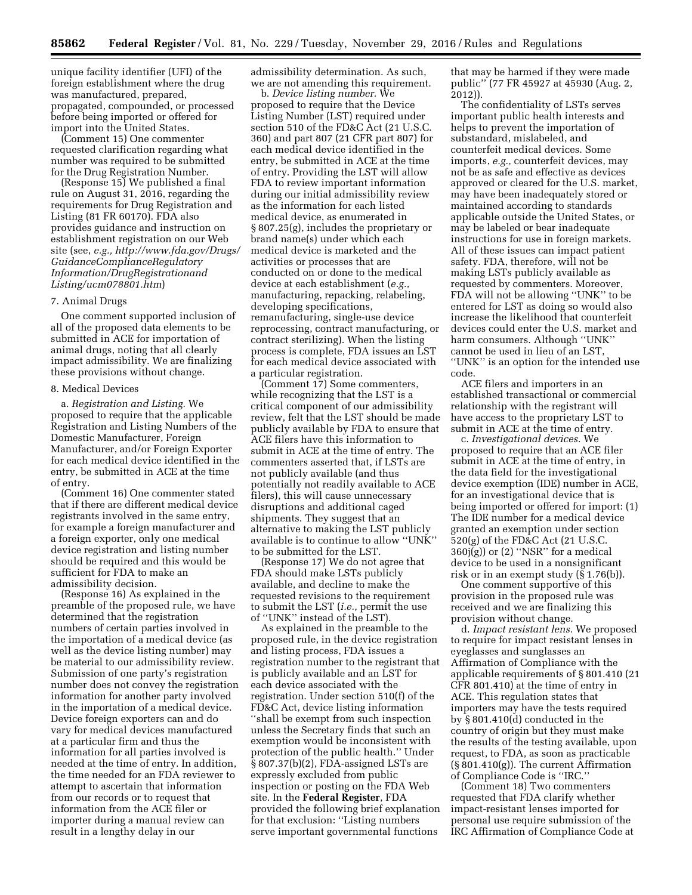unique facility identifier (UFI) of the foreign establishment where the drug was manufactured, prepared, propagated, compounded, or processed before being imported or offered for import into the United States.

(Comment 15) One commenter requested clarification regarding what number was required to be submitted for the Drug Registration Number.

(Response 15) We published a final rule on August 31, 2016, regarding the requirements for Drug Registration and Listing (81 FR 60170). FDA also provides guidance and instruction on establishment registration on our Web site (see, *e.g., http://www.fda.gov/Drugs/GuidanceComplianceRegulatoryInformation/DrugRegistrationandListing/ucm078801.htm*)

7. Animal Drugs

One comment supported inclusion of all of the proposed data elements to be submitted in ACE for importation of animal drugs, noting that all clearly impact admissibility. We are finalizing these provisions without change.

8. Medical Devices

a. *Registration and Listing.* We proposed to require that the applicable Registration and Listing Numbers of the Domestic Manufacturer, Foreign Manufacturer, and/or Foreign Exporter for each medical device identified in the entry, be submitted in ACE at the time of entry.

(Comment 16) One commenter stated that if there are different medical device registrants involved in the same entry, for example a foreign manufacturer and a foreign exporter, only one medical device registration and listing number should be required and this would be sufficient for FDA to make an admissibility decision.

(Response 16) As explained in the preamble of the proposed rule, we have determined that the registration numbers of certain parties involved in the importation of a medical device (as well as the device listing number) may be material to our admissibility review. Submission of one party's registration number does not convey the registration information for another party involved in the importation of a medical device. Device foreign exporters can and do vary for medical devices manufactured at a particular firm and thus the information for all parties involved is needed at the time of entry. In addition, the time needed for an FDA reviewer to attempt to ascertain that information from our records or to request that information from the ACE filer or importer during a manual review can result in a lengthy delay in our admissibility determination. As such, we are not amending this requirement.

b. *Device listing number.* We proposed to require that the Device Listing Number (LST) required under section 510 of the FD&C Act (21 U.S.C. 360) and part 807 (21 CFR part 807) for each medical device identified in the entry, be submitted in ACE at the time of entry. Providing the LST will allow FDA to review important information during our initial admissibility review as the information for each listed medical device, as enumerated in § 807.25(g), includes the proprietary or brand name(s) under which each medical device is marketed and the activities or processes that are conducted on or done to the medical device at each establishment (*e.g.,* manufacturing, repacking, relabeling, developing specifications, remanufacturing, single-use device reprocessing, contract manufacturing, or contract sterilizing). When the listing process is complete, FDA issues an LST for each medical device associated with a particular registration.

(Comment 17) Some commenters, while recognizing that the LST is a critical component of our admissibility review, felt that the LST should be made publicly available by FDA to ensure that ACE filers have this information to submit in ACE at the time of entry. The commenters asserted that, if LSTs are not publicly available (and thus potentially not readily available to ACE filers), this will cause unnecessary disruptions and additional caged shipments. They suggest that an alternative to making the LST publicly available is to continue to allow "UNK" to be submitted for the LST.

(Response 17) We do not agree that FDA should make LSTs publicly available, and decline to make the requested revisions to the requirement to submit the LST (*i.e.,* permit the use of "UNK" instead of the LST).

As explained in the preamble to the proposed rule, in the device registration and listing process, FDA issues a registration number to the registrant that is publicly available and an LST for each device associated with the registration. Under section 510(f) of the FD&C Act, device listing information "shall be exempt from such inspection unless the Secretary finds that such an exemption would be inconsistent with protection of the public health." Under § 807.37(b)(2), FDA-assigned LSTs are expressly excluded from public inspection or posting on the FDA Web site. In the **Federal Register**, FDA provided the following brief explanation for that exclusion: "Listing numbers serve important governmental functions that may be harmed if they were made public" (77 FR 45927 at 45930 (Aug. 2, 2012)).

The confidentiality of LSTs serves important public health interests and helps to prevent the importation of substandard, mislabeled, and counterfeit medical devices. Some imports, *e.g.,* counterfeit devices, may not be as safe and effective as devices approved or cleared for the U.S. market, may have been inadequately stored or maintained according to standards applicable outside the United States, or may be labeled or bear inadequate instructions for use in foreign markets. All of these issues can impact patient safety. FDA, therefore, will not be making LSTs publicly available as requested by commenters. Moreover, FDA will not be allowing "UNK" to be entered for LST as doing so would also increase the likelihood that counterfeit devices could enter the U.S. market and harm consumers. Although "UNK" cannot be used in lieu of an LST, "UNK" is an option for the intended use code.

ACE filers and importers in an established transactional or commercial relationship with the registrant will have access to the proprietary LST to submit in ACE at the time of entry.

c. *Investigational devices.* We proposed to require that an ACE filer submit in ACE at the time of entry, in the data field for the investigational device exemption (IDE) number in ACE, for an investigational device that is being imported or offered for import: (1) The IDE number for a medical device granted an exemption under section 520(g) of the FD&C Act (21 U.S.C. 360j(g)) or (2) "NSR" for a medical device to be used in a nonsignificant risk or in an exempt study (§ 1.76(b)).

One comment supportive of this provision in the proposed rule was received and we are finalizing this provision without change.

d. *Impact resistant lens.* We proposed to require for impact resistant lenses in eyeglasses and sunglasses an Affirmation of Compliance with the applicable requirements of § 801.410 (21 CFR 801.410) at the time of entry in ACE. This regulation states that importers may have the tests required by § 801.410(d) conducted in the country of origin but they must make the results of the testing available, upon request, to FDA, as soon as practicable (§ 801.410(g)). The current Affirmation of Compliance Code is "IRC."

(Comment 18) Two commenters requested that FDA clarify whether impact-resistant lenses imported for personal use require submission of the IRC Affirmation of Compliance Code at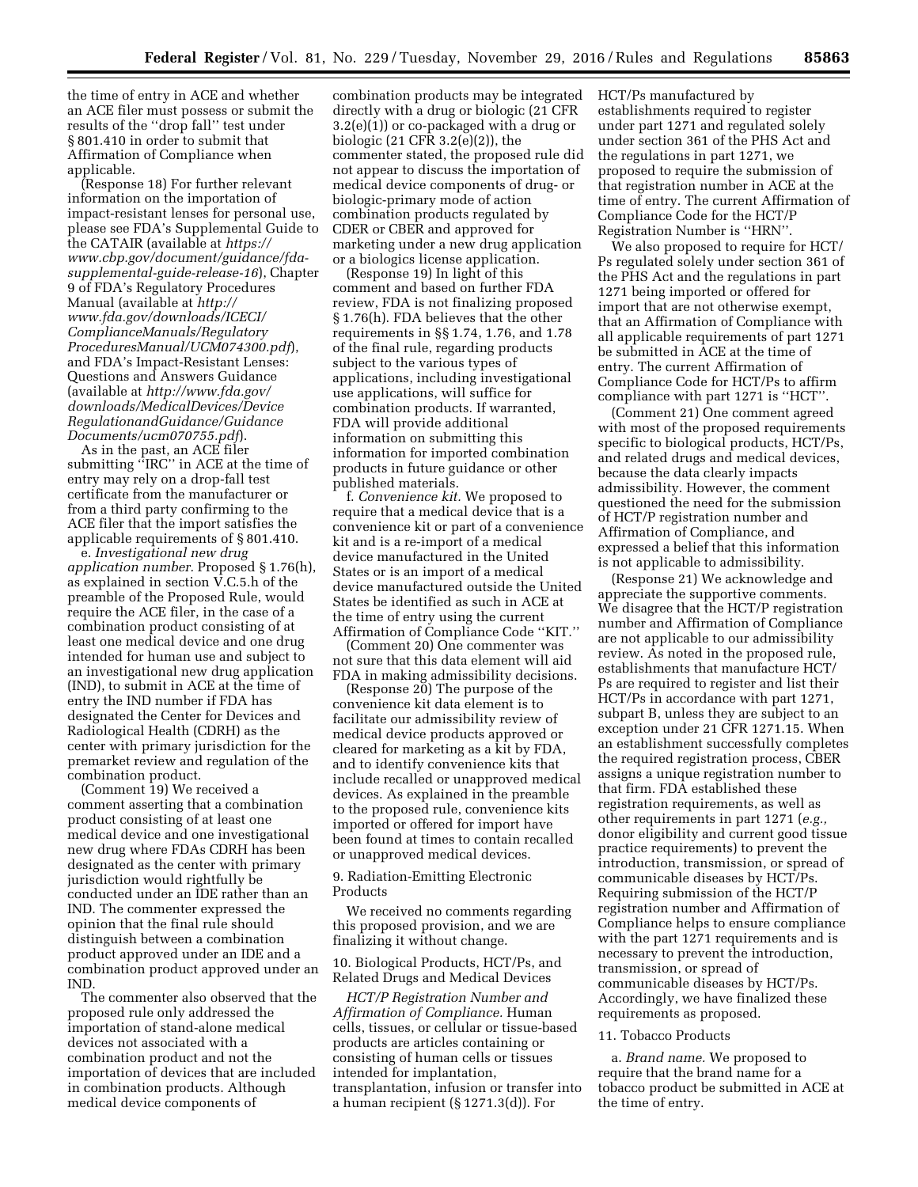the time of entry in ACE and whether an ACE filer must possess or submit the results of the "drop fall" test under § 801.410 in order to submit that Affirmation of Compliance when applicable.

(Response 18) For further relevant information on the importation of impact-resistant lenses for personal use, please see FDA's Supplemental Guide to the CATAIR (available at *https://www.cbp.gov/document/guidance/fda-supplemental-guide-release-16*), Chapter 9 of FDA's Regulatory Procedures Manual (available at *http://www.fda.gov/downloads/ICECI/ComplianceManuals/RegulatoryProceduresManual/UCM074300.pdf*), and FDA's Impact-Resistant Lenses: Questions and Answers Guidance (available at *http://www.fda.gov/downloads/MedicalDevices/DeviceRegulationandGuidance/GuidanceDocuments/ucm070755.pdf*).

As in the past, an ACE filer submitting "IRC" in ACE at the time of entry may rely on a drop-fall test certificate from the manufacturer or from a third party confirming to the ACE filer that the import satisfies the applicable requirements of § 801.410.

e. *Investigational new drug application number.* Proposed § 1.76(h), as explained in section V.C.5.h of the preamble of the Proposed Rule, would require the ACE filer, in the case of a combination product consisting of at least one medical device and one drug intended for human use and subject to an investigational new drug application (IND), to submit in ACE at the time of entry the IND number if FDA has designated the Center for Devices and Radiological Health (CDRH) as the center with primary jurisdiction for the premarket review and regulation of the combination product.

(Comment 19) We received a comment asserting that a combination product consisting of at least one medical device and one investigational new drug where FDAs CDRH has been designated as the center with primary jurisdiction would rightfully be conducted under an IDE rather than an IND. The commenter expressed the opinion that the final rule should distinguish between a combination product approved under an IDE and a combination product approved under an IND.

The commenter also observed that the proposed rule only addressed the importation of stand-alone medical devices not associated with a combination product and not the importation of devices that are included in combination products. Although medical device components of combination products may be integrated directly with a drug or biologic (21 CFR 3.2(e)(1)) or co-packaged with a drug or biologic (21 CFR 3.2(e)(2)), the commenter stated, the proposed rule did not appear to discuss the importation of medical device components of drug- or biologic-primary mode of action combination products regulated by CDER or CBER and approved for marketing under a new drug application or a biologics license application.

(Response 19) In light of this comment and based on further FDA review, FDA is not finalizing proposed § 1.76(h). FDA believes that the other requirements in §§ 1.74, 1.76, and 1.78 of the final rule, regarding products subject to the various types of applications, including investigational use applications, will suffice for combination products. If warranted, FDA will provide additional information on submitting this information for imported combination products in future guidance or other published materials.

f. *Convenience kit.* We proposed to require that a medical device that is a convenience kit or part of a convenience kit and is a re-import of a medical device manufactured in the United States or is an import of a medical device manufactured outside the United States be identified as such in ACE at the time of entry using the current Affirmation of Compliance Code "KIT."

(Comment 20) One commenter was not sure that this data element will aid FDA in making admissibility decisions.

(Response 20) The purpose of the convenience kit data element is to facilitate our admissibility review of medical device products approved or cleared for marketing as a kit by FDA, and to identify convenience kits that include recalled or unapproved medical devices. As explained in the preamble to the proposed rule, convenience kits imported or offered for import have been found at times to contain recalled or unapproved medical devices.

9. Radiation-Emitting Electronic Products

We received no comments regarding this proposed provision, and we are finalizing it without change.

10. Biological Products, HCT/Ps, and Related Drugs and Medical Devices

*HCT/P Registration Number and Affirmation of Compliance.* Human cells, tissues, or cellular or tissue-based products are articles containing or consisting of human cells or tissues intended for implantation, transplantation, infusion or transfer into a human recipient (§ 1271.3(d)). For HCT/Ps manufactured by establishments required to register under part 1271 and regulated solely under section 361 of the PHS Act and the regulations in part 1271, we proposed to require the submission of that registration number in ACE at the time of entry. The current Affirmation of Compliance Code for the HCT/P Registration Number is "HRN".

We also proposed to require for HCT/Ps regulated solely under section 361 of the PHS Act and the regulations in part 1271 being imported or offered for import that are not otherwise exempt, that an Affirmation of Compliance with all applicable requirements of part 1271 be submitted in ACE at the time of entry. The current Affirmation of Compliance Code for HCT/Ps to affirm compliance with part 1271 is "HCT".

(Comment 21) One comment agreed with most of the proposed requirements specific to biological products, HCT/Ps, and related drugs and medical devices, because the data clearly impacts admissibility. However, the comment questioned the need for the submission of HCT/P registration number and Affirmation of Compliance, and expressed a belief that this information is not applicable to admissibility.

(Response 21) We acknowledge and appreciate the supportive comments. We disagree that the HCT/P registration number and Affirmation of Compliance are not applicable to our admissibility review. As noted in the proposed rule, establishments that manufacture HCT/Ps are required to register and list their HCT/Ps in accordance with part 1271, subpart B, unless they are subject to an exception under 21 CFR 1271.15. When an establishment successfully completes the required registration process, CBER assigns a unique registration number to that firm. FDA established these registration requirements, as well as other requirements in part 1271 (*e.g.,* donor eligibility and current good tissue practice requirements) to prevent the introduction, transmission, or spread of communicable diseases by HCT/Ps. Requiring submission of the HCT/P registration number and Affirmation of Compliance helps to ensure compliance with the part 1271 requirements and is necessary to prevent the introduction, transmission, or spread of communicable diseases by HCT/Ps. Accordingly, we have finalized these requirements as proposed.

11. Tobacco Products

a. *Brand name.* We proposed to require that the brand name for a tobacco product be submitted in ACE at the time of entry.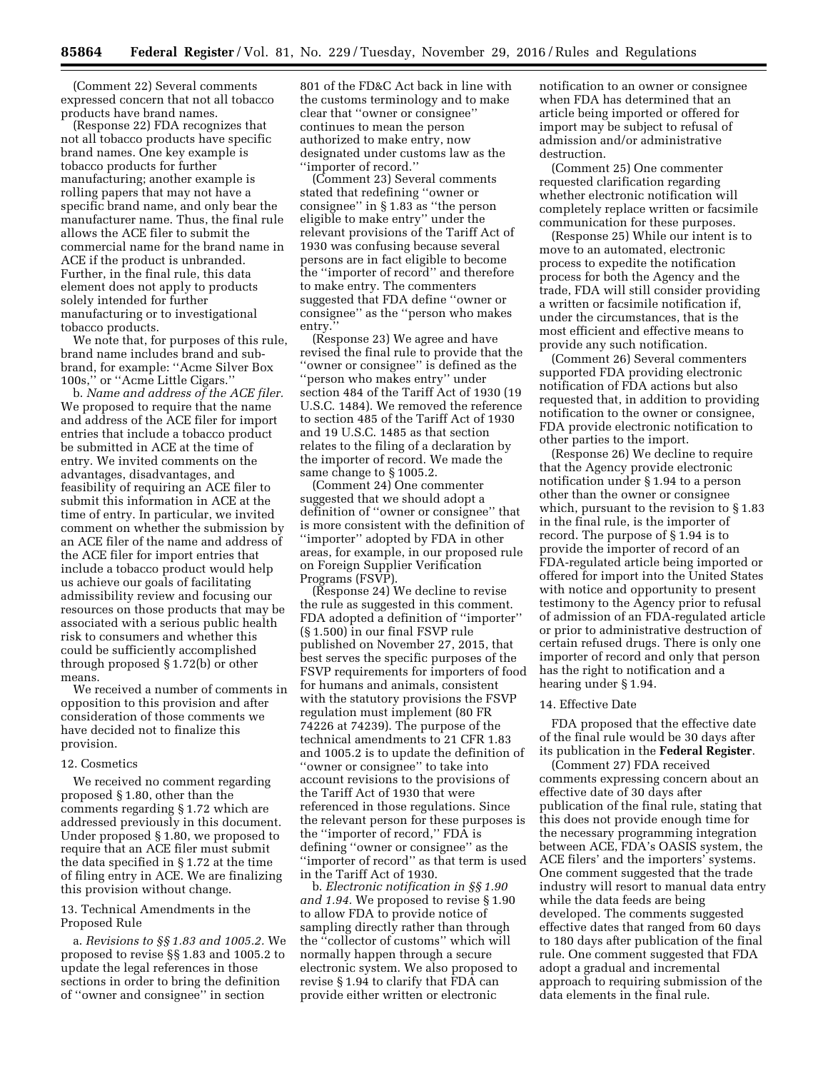(Comment 22) Several comments expressed concern that not all tobacco products have brand names.

(Response 22) FDA recognizes that not all tobacco products have specific brand names. One key example is tobacco products for further manufacturing; another example is rolling papers that may not have a specific brand name, and only bear the manufacturer name. Thus, the final rule allows the ACE filer to submit the commercial name for the brand name in ACE if the product is unbranded. Further, in the final rule, this data element does not apply to products solely intended for further manufacturing or to investigational tobacco products.

We note that, for purposes of this rule, brand name includes brand and sub-brand, for example: ''Acme Silver Box 100s,'' or ''Acme Little Cigars.''

b. *Name and address of the ACE filer.* We proposed to require that the name and address of the ACE filer for import entries that include a tobacco product be submitted in ACE at the time of entry. We invited comments on the advantages, disadvantages, and feasibility of requiring an ACE filer to submit this information in ACE at the time of entry. In particular, we invited comment on whether the submission by an ACE filer of the name and address of the ACE filer for import entries that include a tobacco product would help us achieve our goals of facilitating admissibility review and focusing our resources on those products that may be associated with a serious public health risk to consumers and whether this could be sufficiently accomplished through proposed § 1.72(b) or other means.

We received a number of comments in opposition to this provision and after consideration of those comments we have decided not to finalize this provision.

12. Cosmetics

We received no comment regarding proposed § 1.80, other than the comments regarding § 1.72 which are addressed previously in this document. Under proposed § 1.80, we proposed to require that an ACE filer must submit the data specified in § 1.72 at the time of filing entry in ACE. We are finalizing this provision without change.

13. Technical Amendments in the Proposed Rule

a. *Revisions to §§ 1.83 and 1005.2.* We proposed to revise §§ 1.83 and 1005.2 to update the legal references in those sections in order to bring the definition of ''owner and consignee'' in section 801 of the FD&C Act back in line with the customs terminology and to make clear that ''owner or consignee'' continues to mean the person authorized to make entry, now designated under customs law as the ''importer of record.''

(Comment 23) Several comments stated that redefining ''owner or consignee'' in § 1.83 as ''the person eligible to make entry'' under the relevant provisions of the Tariff Act of 1930 was confusing because several persons are in fact eligible to become the ''importer of record'' and therefore to make entry. The commenters suggested that FDA define ''owner or consignee'' as the ''person who makes entry.''

(Response 23) We agree and have revised the final rule to provide that the ''owner or consignee'' is defined as the ''person who makes entry'' under section 484 of the Tariff Act of 1930 (19 U.S.C. 1484). We removed the reference to section 485 of the Tariff Act of 1930 and 19 U.S.C. 1485 as that section relates to the filing of a declaration by the importer of record. We made the same change to § 1005.2.

(Comment 24) One commenter suggested that we should adopt a definition of ''owner or consignee'' that is more consistent with the definition of ''importer'' adopted by FDA in other areas, for example, in our proposed rule on Foreign Supplier Verification Programs (FSVP).

(Response 24) We decline to revise the rule as suggested in this comment. FDA adopted a definition of ''importer'' (§ 1.500) in our final FSVP rule published on November 27, 2015, that best serves the specific purposes of the FSVP requirements for importers of food for humans and animals, consistent with the statutory provisions the FSVP regulation must implement (80 FR 74226 at 74239). The purpose of the technical amendments to 21 CFR 1.83 and 1005.2 is to update the definition of ''owner or consignee'' to take into account revisions to the provisions of the Tariff Act of 1930 that were referenced in those regulations. Since the relevant person for these purposes is the ''importer of record,'' FDA is defining ''owner or consignee'' as the ''importer of record'' as that term is used in the Tariff Act of 1930.

b. *Electronic notification in §§ 1.90 and 1.94.* We proposed to revise § 1.90 to allow FDA to provide notice of sampling directly rather than through the ''collector of customs'' which will normally happen through a secure electronic system. We also proposed to revise § 1.94 to clarify that FDA can provide either written or electronic notification to an owner or consignee when FDA has determined that an article being imported or offered for import may be subject to refusal of admission and/or administrative destruction.

(Comment 25) One commenter requested clarification regarding whether electronic notification will completely replace written or facsimile communication for these purposes.

(Response 25) While our intent is to move to an automated, electronic process to expedite the notification process for both the Agency and the trade, FDA will still consider providing a written or facsimile notification if, under the circumstances, that is the most efficient and effective means to provide any such notification.

(Comment 26) Several commenters supported FDA providing electronic notification of FDA actions but also requested that, in addition to providing notification to the owner or consignee, FDA provide electronic notification to other parties to the import.

(Response 26) We decline to require that the Agency provide electronic notification under § 1.94 to a person other than the owner or consignee which, pursuant to the revision to § 1.83 in the final rule, is the importer of record. The purpose of § 1.94 is to provide the importer of record of an FDA-regulated article being imported or offered for import into the United States with notice and opportunity to present testimony to the Agency prior to refusal of admission of an FDA-regulated article or prior to administrative destruction of certain refused drugs. There is only one importer of record and only that person has the right to notification and a hearing under § 1.94.

14. Effective Date

FDA proposed that the effective date of the final rule would be 30 days after its publication in the **Federal Register**.

(Comment 27) FDA received comments expressing concern about an effective date of 30 days after publication of the final rule, stating that this does not provide enough time for the necessary programming integration between ACE, FDA's OASIS system, the ACE filers' and the importers' systems. One comment suggested that the trade industry will resort to manual data entry while the data feeds are being developed. The comments suggested effective dates that ranged from 60 days to 180 days after publication of the final rule. One comment suggested that FDA adopt a gradual and incremental approach to requiring submission of the data elements in the final rule.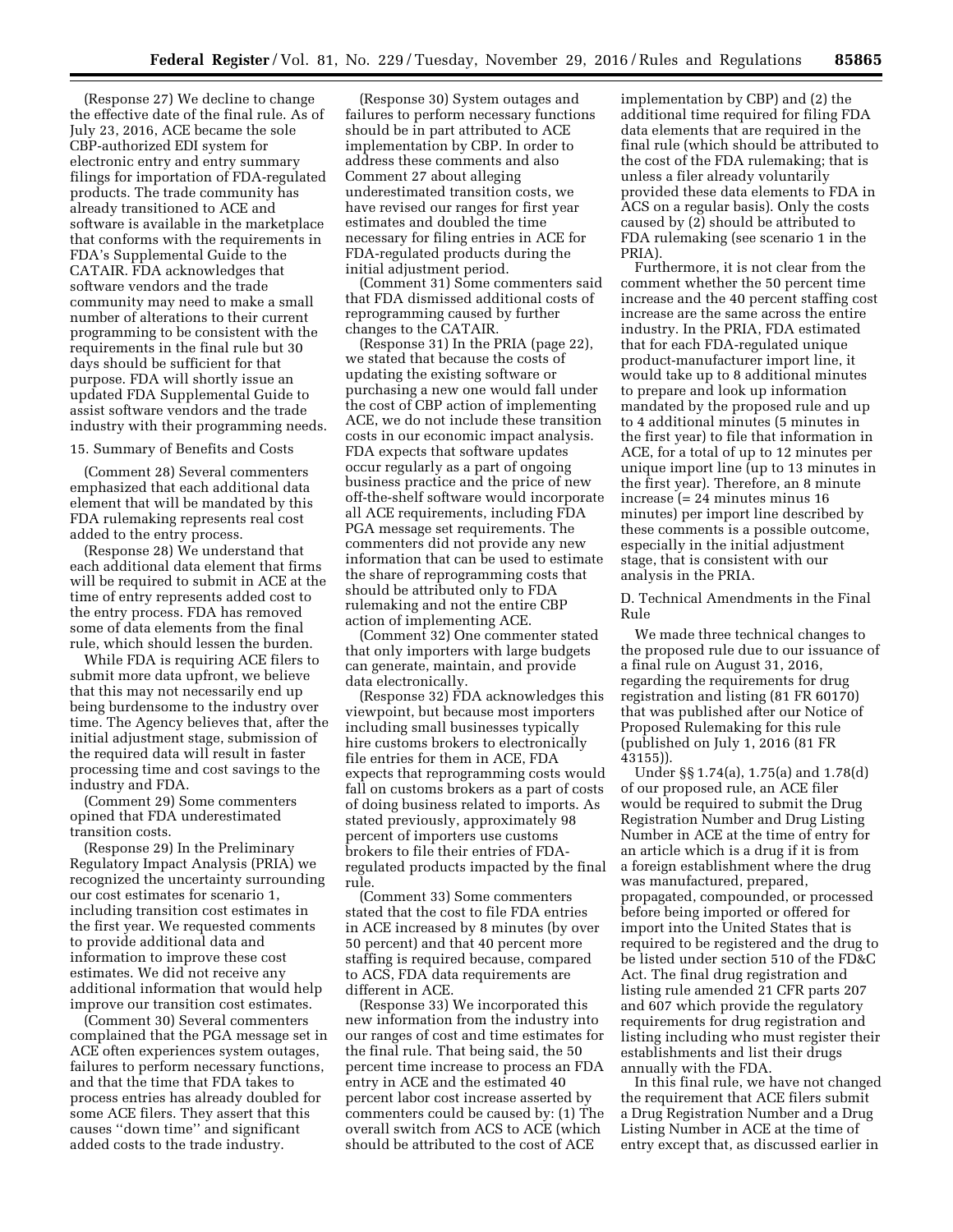(Response 27) We decline to change the effective date of the final rule. As of July 23, 2016, ACE became the sole CBP-authorized EDI system for electronic entry and entry summary filings for importation of FDA-regulated products. The trade community has already transitioned to ACE and software is available in the marketplace that conforms with the requirements in FDA's Supplemental Guide to the CATAIR. FDA acknowledges that software vendors and the trade community may need to make a small number of alterations to their current programming to be consistent with the requirements in the final rule but 30 days should be sufficient for that purpose. FDA will shortly issue an updated FDA Supplemental Guide to assist software vendors and the trade industry with their programming needs.

15. Summary of Benefits and Costs

(Comment 28) Several commenters emphasized that each additional data element that will be mandated by this FDA rulemaking represents real cost added to the entry process.

(Response 28) We understand that each additional data element that firms will be required to submit in ACE at the time of entry represents added cost to the entry process. FDA has removed some of data elements from the final rule, which should lessen the burden.

While FDA is requiring ACE filers to submit more data upfront, we believe that this may not necessarily end up being burdensome to the industry over time. The Agency believes that, after the initial adjustment stage, submission of the required data will result in faster processing time and cost savings to the industry and FDA.

(Comment 29) Some commenters opined that FDA underestimated transition costs.

(Response 29) In the Preliminary Regulatory Impact Analysis (PRIA) we recognized the uncertainty surrounding our cost estimates for scenario 1, including transition cost estimates in the first year. We requested comments to provide additional data and information to improve these cost estimates. We did not receive any additional information that would help improve our transition cost estimates.

(Comment 30) Several commenters complained that the PGA message set in ACE often experiences system outages, failures to perform necessary functions, and that the time that FDA takes to process entries has already doubled for some ACE filers. They assert that this causes ''down time'' and significant added costs to the trade industry.

(Response 30) System outages and failures to perform necessary functions should be in part attributed to ACE implementation by CBP. In order to address these comments and also Comment 27 about alleging underestimated transition costs, we have revised our ranges for first year estimates and doubled the time necessary for filing entries in ACE for FDA-regulated products during the initial adjustment period.

(Comment 31) Some commenters said that FDA dismissed additional costs of reprogramming caused by further changes to the CATAIR.

(Response 31) In the PRIA (page 22), we stated that because the costs of updating the existing software or purchasing a new one would fall under the cost of CBP action of implementing ACE, we do not include these transition costs in our economic impact analysis. FDA expects that software updates occur regularly as a part of ongoing business practice and the price of new off-the-shelf software would incorporate all ACE requirements, including FDA PGA message set requirements. The commenters did not provide any new information that can be used to estimate the share of reprogramming costs that should be attributed only to FDA rulemaking and not the entire CBP action of implementing ACE.

(Comment 32) One commenter stated that only importers with large budgets can generate, maintain, and provide data electronically.

(Response 32) FDA acknowledges this viewpoint, but because most importers including small businesses typically hire customs brokers to electronically file entries for them in ACE, FDA expects that reprogramming costs would fall on customs brokers as a part of costs of doing business related to imports. As stated previously, approximately 98 percent of importers use customs brokers to file their entries of FDA-regulated products impacted by the final rule.

(Comment 33) Some commenters stated that the cost to file FDA entries in ACE increased by 8 minutes (by over 50 percent) and that 40 percent more staffing is required because, compared to ACS, FDA data requirements are different in ACE.

(Response 33) We incorporated this new information from the industry into our ranges of cost and time estimates for the final rule. That being said, the 50 percent time increase to process an FDA entry in ACE and the estimated 40 percent labor cost increase asserted by commenters could be caused by: (1) The overall switch from ACS to ACE (which should be attributed to the cost of ACE implementation by CBP) and (2) the additional time required for filing FDA data elements that are required in the final rule (which should be attributed to the cost of the FDA rulemaking; that is unless a filer already voluntarily provided these data elements to FDA in ACS on a regular basis). Only the costs caused by (2) should be attributed to FDA rulemaking (see scenario 1 in the PRIA).

Furthermore, it is not clear from the comment whether the 50 percent time increase and the 40 percent staffing cost increase are the same across the entire industry. In the PRIA, FDA estimated that for each FDA-regulated unique product-manufacturer import line, it would take up to 8 additional minutes to prepare and look up information mandated by the proposed rule and up to 4 additional minutes (5 minutes in the first year) to file that information in ACE, for a total of up to 12 minutes per unique import line (up to 13 minutes in the first year). Therefore, an 8 minute increase (= 24 minutes minus 16 minutes) per import line described by these comments is a possible outcome, especially in the initial adjustment stage, that is consistent with our analysis in the PRIA.

D. Technical Amendments in the Final Rule

We made three technical changes to the proposed rule due to our issuance of a final rule on August 31, 2016, regarding the requirements for drug registration and listing (81 FR 60170) that was published after our Notice of Proposed Rulemaking for this rule (published on July 1, 2016 (81 FR 43155)).

Under §§ 1.74(a), 1.75(a) and 1.78(d) of our proposed rule, an ACE filer would be required to submit the Drug Registration Number and Drug Listing Number in ACE at the time of entry for an article which is a drug if it is from a foreign establishment where the drug was manufactured, prepared, propagated, compounded, or processed before being imported or offered for import into the United States that is required to be registered and the drug to be listed under section 510 of the FD&C Act. The final drug registration and listing rule amended 21 CFR parts 207 and 607 which provide the regulatory requirements for drug registration and listing including who must register their establishments and list their drugs annually with the FDA.

In this final rule, we have not changed the requirement that ACE filers submit a Drug Registration Number and a Drug Listing Number in ACE at the time of entry except that, as discussed earlier in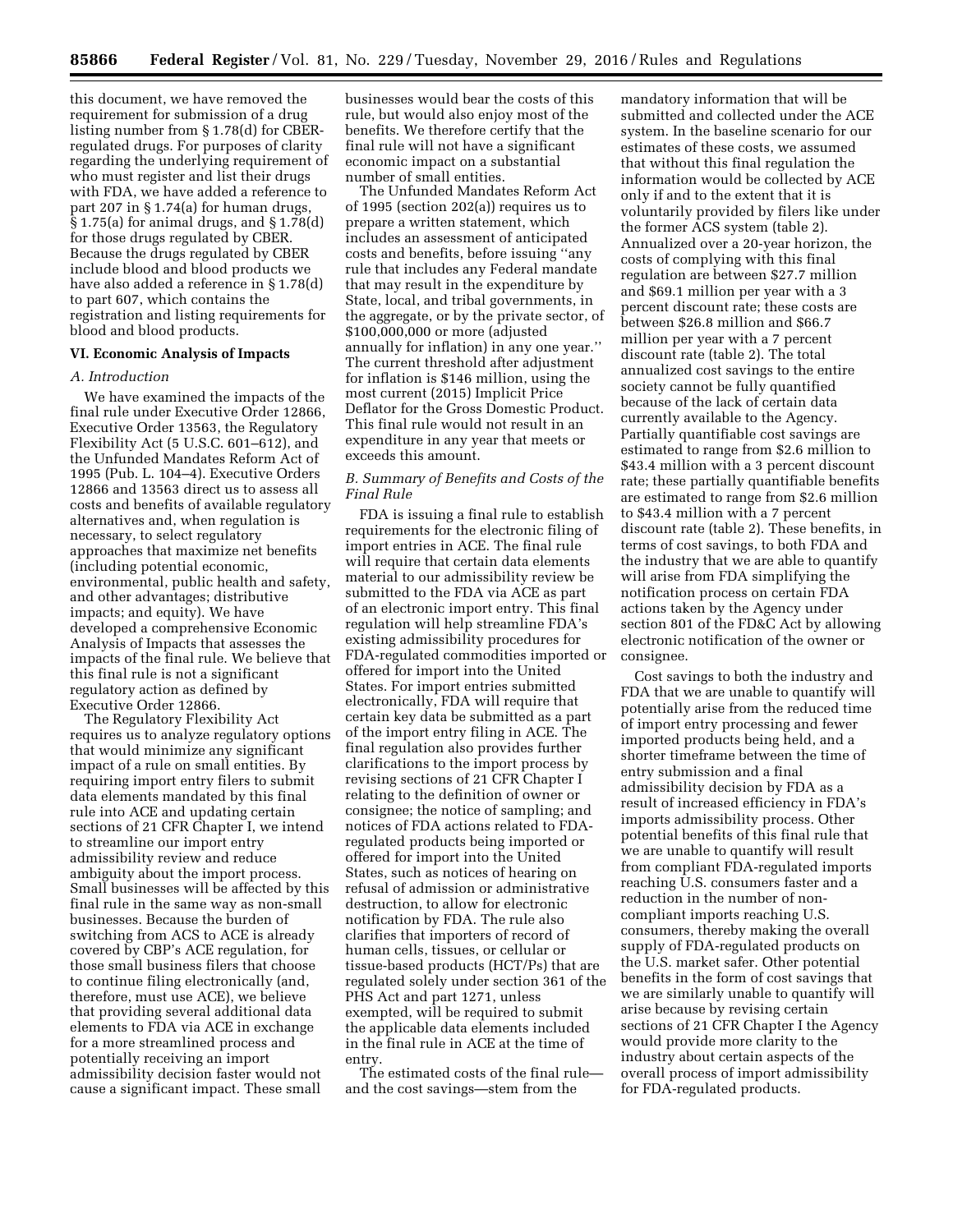this document, we have removed the requirement for submission of a drug listing number from § 1.78(d) for CBER-regulated drugs. For purposes of clarity regarding the underlying requirement of who must register and list their drugs with FDA, we have added a reference to part 207 in § 1.74(a) for human drugs, § 1.75(a) for animal drugs, and § 1.78(d) for those drugs regulated by CBER. Because the drugs regulated by CBER include blood and blood products we have also added a reference in § 1.78(d) to part 607, which contains the registration and listing requirements for blood and blood products.

## VI. Economic Analysis of Impacts

### *A. Introduction*

We have examined the impacts of the final rule under Executive Order 12866, Executive Order 13563, the Regulatory Flexibility Act (5 U.S.C. 601–612), and the Unfunded Mandates Reform Act of 1995 (Pub. L. 104–4). Executive Orders 12866 and 13563 direct us to assess all costs and benefits of available regulatory alternatives and, when regulation is necessary, to select regulatory approaches that maximize net benefits (including potential economic, environmental, public health and safety, and other advantages; distributive impacts; and equity). We have developed a comprehensive Economic Analysis of Impacts that assesses the impacts of the final rule. We believe that this final rule is not a significant regulatory action as defined by Executive Order 12866.

The Regulatory Flexibility Act requires us to analyze regulatory options that would minimize any significant impact of a rule on small entities. By requiring import entry filers to submit data elements mandated by this final rule into ACE and updating certain sections of 21 CFR Chapter I, we intend to streamline our import entry admissibility review and reduce ambiguity about the import process. Small businesses will be affected by this final rule in the same way as non-small businesses. Because the burden of switching from ACS to ACE is already covered by CBP's ACE regulation, for those small business filers that choose to continue filing electronically (and, therefore, must use ACE), we believe that providing several additional data elements to FDA via ACE in exchange for a more streamlined process and potentially receiving an import admissibility decision faster would not cause a significant impact. These small businesses would bear the costs of this rule, but would also enjoy most of the benefits. We therefore certify that the final rule will not have a significant economic impact on a substantial number of small entities.

The Unfunded Mandates Reform Act of 1995 (section 202(a)) requires us to prepare a written statement, which includes an assessment of anticipated costs and benefits, before issuing "any rule that includes any Federal mandate that may result in the expenditure by State, local, and tribal governments, in the aggregate, or by the private sector, of \$100,000,000 or more (adjusted annually for inflation) in any one year." The current threshold after adjustment for inflation is \$146 million, using the most current (2015) Implicit Price Deflator for the Gross Domestic Product. This final rule would not result in an expenditure in any year that meets or exceeds this amount.

### *B. Summary of Benefits and Costs of the Final Rule*

FDA is issuing a final rule to establish requirements for the electronic filing of import entries in ACE. The final rule will require that certain data elements material to our admissibility review be submitted to the FDA via ACE as part of an electronic import entry. This final regulation will help streamline FDA's existing admissibility procedures for FDA-regulated commodities imported or offered for import into the United States. For import entries submitted electronically, FDA will require that certain key data be submitted as a part of the import entry filing in ACE. The final regulation also provides further clarifications to the import process by revising sections of 21 CFR Chapter I relating to the definition of owner or consignee; the notice of sampling; and notices of FDA actions related to FDA-regulated products being imported or offered for import into the United States, such as notices of hearing on refusal of admission or administrative destruction, to allow for electronic notification by FDA. The rule also clarifies that importers of record of human cells, tissues, or cellular or tissue-based products (HCT/Ps) that are regulated solely under section 361 of the PHS Act and part 1271, unless exempted, will be required to submit the applicable data elements included in the final rule in ACE at the time of entry.

The estimated costs of the final rule—and the cost savings—stem from the mandatory information that will be submitted and collected under the ACE system. In the baseline scenario for our estimates of these costs, we assumed that without this final regulation the information would be collected by ACE only if and to the extent that it is voluntarily provided by filers like under the former ACS system (table 2). Annualized over a 20-year horizon, the costs of complying with this final regulation are between \$27.7 million and \$69.1 million per year with a 3 percent discount rate; these costs are between \$26.8 million and \$66.7 million per year with a 7 percent discount rate (table 2). The total annualized cost savings to the entire society cannot be fully quantified because of the lack of certain data currently available to the Agency. Partially quantifiable cost savings are estimated to range from \$2.6 million to \$43.4 million with a 3 percent discount rate; these partially quantifiable benefits are estimated to range from \$2.6 million to \$43.4 million with a 7 percent discount rate (table 2). These benefits, in terms of cost savings, to both FDA and the industry that we are able to quantify will arise from FDA simplifying the notification process on certain FDA actions taken by the Agency under section 801 of the FD&C Act by allowing electronic notification of the owner or consignee.

Cost savings to both the industry and FDA that we are unable to quantify will potentially arise from the reduced time of import entry processing and fewer imported products being held, and a shorter timeframe between the time of entry submission and a final admissibility decision by FDA as a result of increased efficiency in FDA's imports admissibility process. Other potential benefits of this final rule that we are unable to quantify will result from compliant FDA-regulated imports reaching U.S. consumers faster and a reduction in the number of non-compliant imports reaching U.S. consumers, thereby making the overall supply of FDA-regulated products on the U.S. market safer. Other potential benefits in the form of cost savings that we are similarly unable to quantify will arise because by revising certain sections of 21 CFR Chapter I the Agency would provide more clarity to the industry about certain aspects of the overall process of import admissibility for FDA-regulated products.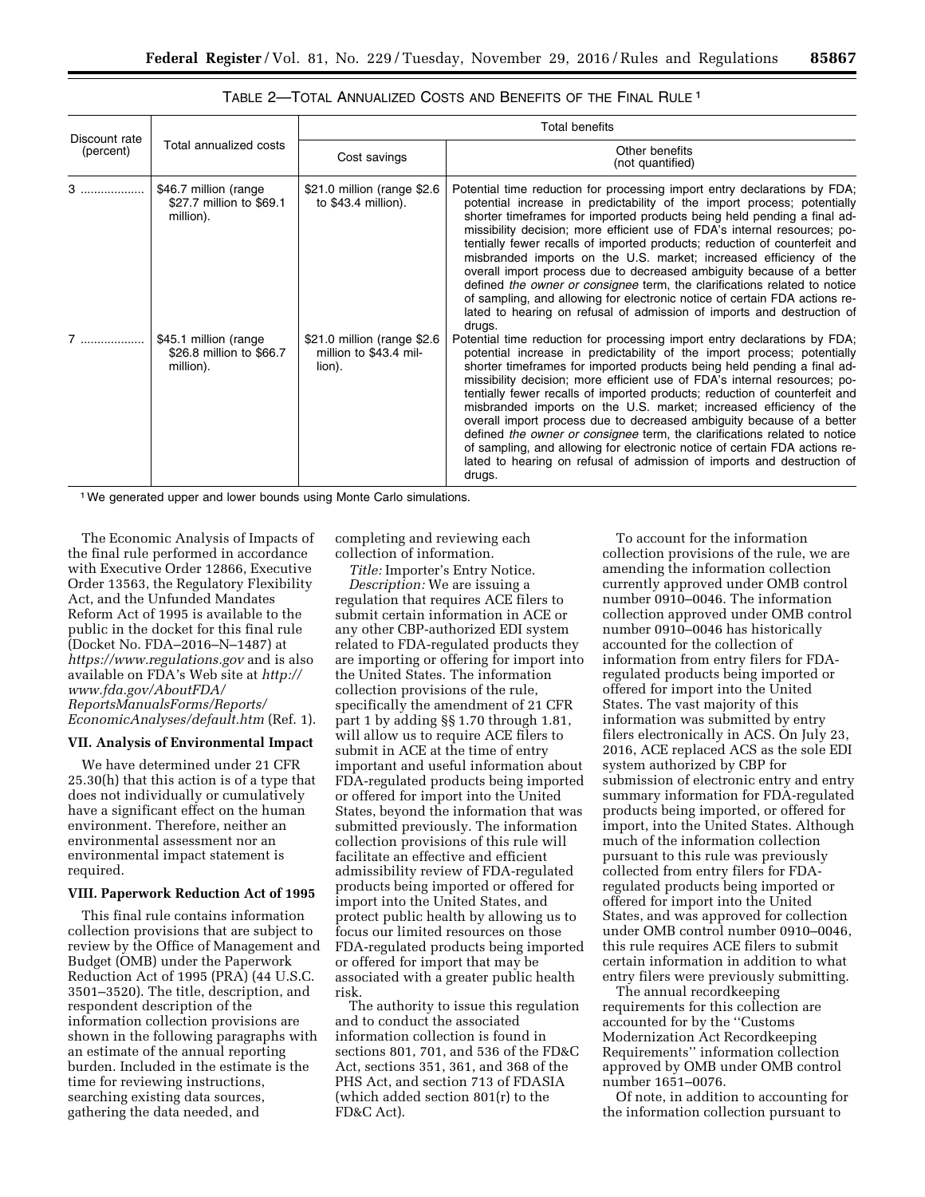TABLE 2—TOTAL ANNUALIZED COSTS AND BENEFITS OF THE FINAL RULE [1]

| Discount rate (percent) | Total annualized costs | Total benefits | |
|---|---|---|---|
| | | Cost savings | Other benefits (not quantified) |
| 3 | $46.7 million (range $27.7 million to $69.1 million). | $21.0 million (range $2.6 to $43.4 million). | Potential time reduction for processing import entry declarations by FDA; potential increase in predictability of the import process; potentially shorter timeframes for imported products being held pending a final admissibility decision; more efficient use of FDA's internal resources; potentially fewer recalls of imported products; reduction of counterfeit and misbranded imports on the U.S. market; increased efficiency of the overall import process due to decreased ambiguity because of a better defined *the owner or consignee* term, the clarifications related to notice of sampling, and allowing for electronic notice of certain FDA actions related to hearing on refusal of admission of imports and destruction of drugs. |
| 7 | $45.1 million (range $26.8 million to $66.7 million). | $21.0 million (range $2.6 million to $43.4 million). | Potential time reduction for processing import entry declarations by FDA; potential increase in predictability of the import process; potentially shorter timeframes for imported products being held pending a final admissibility decision; more efficient use of FDA's internal resources; potentially fewer recalls of imported products; reduction of counterfeit and misbranded imports on the U.S. market; increased efficiency of the overall import process due to decreased ambiguity because of a better defined *the owner or consignee* term, the clarifications related to notice of sampling, and allowing for electronic notice of certain FDA actions related to hearing on refusal of admission of imports and destruction of drugs. |

[1] We generated upper and lower bounds using Monte Carlo simulations.

The Economic Analysis of Impacts of the final rule performed in accordance with Executive Order 12866, Executive Order 13563, the Regulatory Flexibility Act, and the Unfunded Mandates Reform Act of 1995 is available to the public in the docket for this final rule (Docket No. FDA–2016–N–1487) at *https://www.regulations.gov* and is also available on FDA's Web site at *http://www.fda.gov/AboutFDA/ReportsManualsForms/Reports/EconomicAnalyses/default.htm* (Ref. 1).

## VII. Analysis of Environmental Impact

We have determined under 21 CFR 25.30(h) that this action is of a type that does not individually or cumulatively have a significant effect on the human environment. Therefore, neither an environmental assessment nor an environmental impact statement is required.

## VIII. Paperwork Reduction Act of 1995

This final rule contains information collection provisions that are subject to review by the Office of Management and Budget (OMB) under the Paperwork Reduction Act of 1995 (PRA) (44 U.S.C. 3501–3520). The title, description, and respondent description of the information collection provisions are shown in the following paragraphs with an estimate of the annual reporting burden. Included in the estimate is the time for reviewing instructions, searching existing data sources, gathering the data needed, and completing and reviewing each collection of information.

*Title:* Importer's Entry Notice.

*Description:* We are issuing a regulation that requires ACE filers to submit certain information in ACE or any other CBP-authorized EDI system related to FDA-regulated products they are importing or offering for import into the United States. The information collection provisions of the rule, specifically the amendment of 21 CFR part 1 by adding §§ 1.70 through 1.81, will allow us to require ACE filers to submit in ACE at the time of entry important and useful information about FDA-regulated products being imported or offered for import into the United States, beyond the information that was submitted previously. The information collection provisions of this rule will facilitate an effective and efficient admissibility review of FDA-regulated products being imported or offered for import into the United States, and protect public health by allowing us to focus our limited resources on those FDA-regulated products being imported or offered for import that may be associated with a greater public health risk.

The authority to issue this regulation and to conduct the associated information collection is found in sections 801, 701, and 536 of the FD&C Act, sections 351, 361, and 368 of the PHS Act, and section 713 of FDASIA (which added section 801(r) to the FD&C Act).

To account for the information collection provisions of the rule, we are amending the information collection currently approved under OMB control number 0910–0046. The information collection approved under OMB control number 0910–0046 has historically accounted for the collection of information from entry filers for FDA-regulated products being imported or offered for import into the United States. The vast majority of this information was submitted by entry filers electronically in ACS. On July 23, 2016, ACE replaced ACS as the sole EDI system authorized by CBP for submission of electronic entry and entry summary information for FDA-regulated products being imported, or offered for import, into the United States. Although much of the information collection pursuant to this rule was previously collected from entry filers for FDA-regulated products being imported or offered for import into the United States, and was approved for collection under OMB control number 0910–0046, this rule requires ACE filers to submit certain information in addition to what entry filers were previously submitting.

The annual recordkeeping requirements for this collection are accounted for by the "Customs Modernization Act Recordkeeping Requirements" information collection approved by OMB under OMB control number 1651–0076.

Of note, in addition to accounting for the information collection pursuant to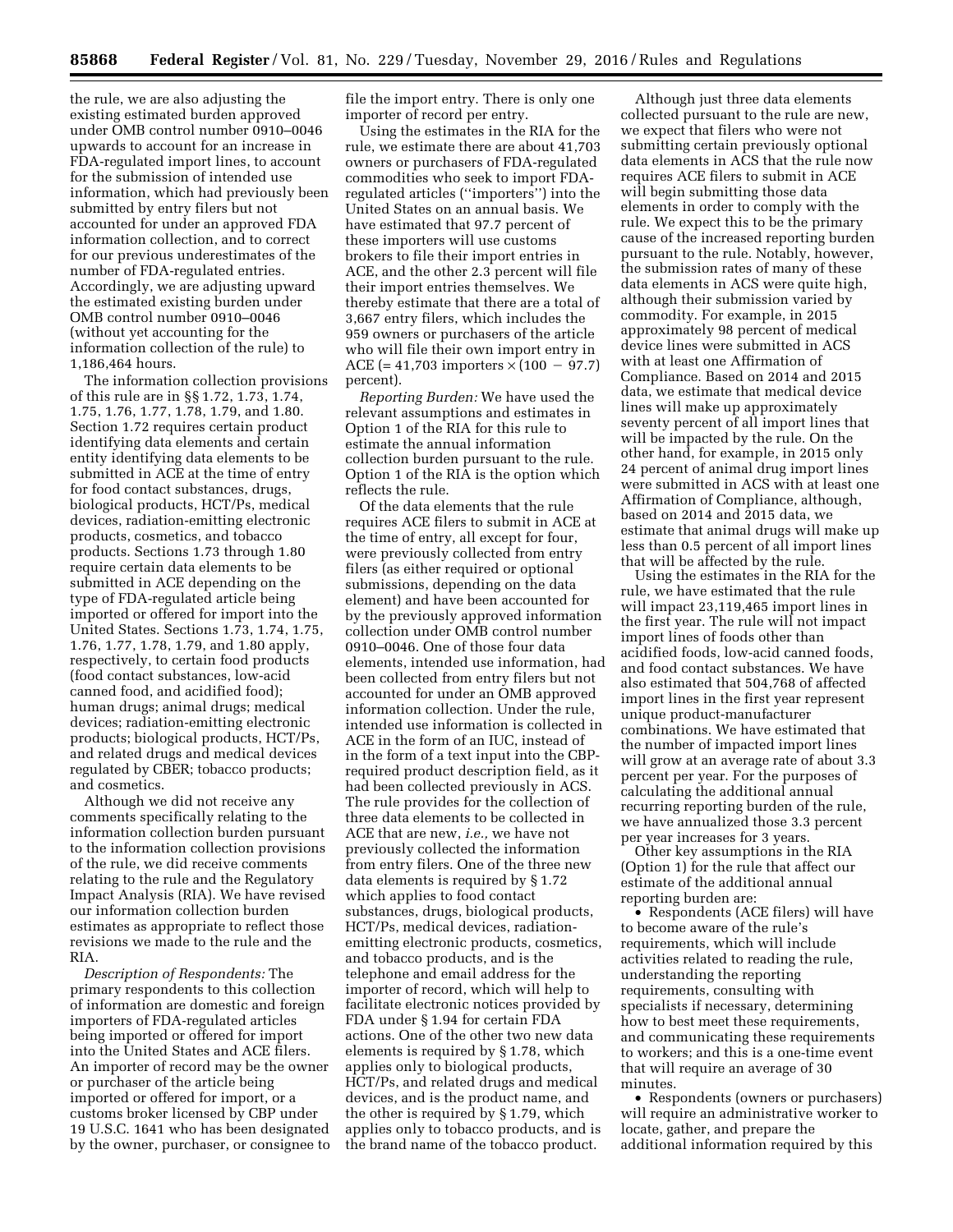the rule, we are also adjusting the existing estimated burden approved under OMB control number 0910–0046 upwards to account for an increase in FDA-regulated import lines, to account for the submission of intended use information, which had previously been submitted by entry filers but not accounted for under an approved FDA information collection, and to correct for our previous underestimates of the number of FDA-regulated entries. Accordingly, we are adjusting upward the estimated existing burden under OMB control number 0910–0046 (without yet accounting for the information collection of the rule) to 1,186,464 hours.

The information collection provisions of this rule are in §§ 1.72, 1.73, 1.74, 1.75, 1.76, 1.77, 1.78, 1.79, and 1.80. Section 1.72 requires certain product identifying data elements and certain entity identifying data elements to be submitted in ACE at the time of entry for food contact substances, drugs, biological products, HCT/Ps, medical devices, radiation-emitting electronic products, cosmetics, and tobacco products. Sections 1.73 through 1.80 require certain data elements to be submitted in ACE depending on the type of FDA-regulated article being imported or offered for import into the United States. Sections 1.73, 1.74, 1.75, 1.76, 1.77, 1.78, 1.79, and 1.80 apply, respectively, to certain food products (food contact substances, low-acid canned food, and acidified food); human drugs; animal drugs; medical devices; radiation-emitting electronic products; biological products, HCT/Ps, and related drugs and medical devices regulated by CBER; tobacco products; and cosmetics.

Although we did not receive any comments specifically relating to the information collection burden pursuant to the information collection provisions of the rule, we did receive comments relating to the rule and the Regulatory Impact Analysis (RIA). We have revised our information collection burden estimates as appropriate to reflect those revisions we made to the rule and the RIA.

*Description of Respondents:* The primary respondents to this collection of information are domestic and foreign importers of FDA-regulated articles being imported or offered for import into the United States and ACE filers. An importer of record may be the owner or purchaser of the article being imported or offered for import, or a customs broker licensed by CBP under 19 U.S.C. 1641 who has been designated by the owner, purchaser, or consignee to file the import entry. There is only one importer of record per entry.

Using the estimates in the RIA for the rule, we estimate there are about 41,703 owners or purchasers of FDA-regulated commodities who seek to import FDA-regulated articles (''importers'') into the United States on an annual basis. We have estimated that 97.7 percent of these importers will use customs brokers to file their import entries in ACE, and the other 2.3 percent will file their import entries themselves. We thereby estimate that there are a total of 3,667 entry filers, which includes the 959 owners or purchasers of the article who will file their own import entry in ACE (= 41,703 importers × (100 − 97.7) percent).

*Reporting Burden:* We have used the relevant assumptions and estimates in Option 1 of the RIA for this rule to estimate the annual information collection burden pursuant to the rule. Option 1 of the RIA is the option which reflects the rule.

Of the data elements that the rule requires ACE filers to submit in ACE at the time of entry, all except for four, were previously collected from entry filers (as either required or optional submissions, depending on the data element) and have been accounted for by the previously approved information collection under OMB control number 0910–0046. One of those four data elements, intended use information, had been collected from entry filers but not accounted for under an OMB approved information collection. Under the rule, intended use information is collected in ACE in the form of an IUC, instead of in the form of a text input into the CBP-required product description field, as it had been collected previously in ACS. The rule provides for the collection of three data elements to be collected in ACE that are new, *i.e.,* we have not previously collected the information from entry filers. One of the three new data elements is required by § 1.72 which applies to food contact substances, drugs, biological products, HCT/Ps, medical devices, radiation-emitting electronic products, cosmetics, and tobacco products, and is the telephone and email address for the importer of record, which will help to facilitate electronic notices provided by FDA under § 1.94 for certain FDA actions. One of the other two new data elements is required by § 1.78, which applies only to biological products, HCT/Ps, and related drugs and medical devices, and is the product name, and the other is required by § 1.79, which applies only to tobacco products, and is the brand name of the tobacco product.

Although just three data elements collected pursuant to the rule are new, we expect that filers who were not submitting certain previously optional data elements in ACS that the rule now requires ACE filers to submit in ACE will begin submitting those data elements in order to comply with the rule. We expect this to be the primary cause of the increased reporting burden pursuant to the rule. Notably, however, the submission rates of many of these data elements in ACS were quite high, although their submission varied by commodity. For example, in 2015 approximately 98 percent of medical device lines were submitted in ACS with at least one Affirmation of Compliance. Based on 2014 and 2015 data, we estimate that medical device lines will make up approximately seventy percent of all import lines that will be impacted by the rule. On the other hand, for example, in 2015 only 24 percent of animal drug import lines were submitted in ACS with at least one Affirmation of Compliance, although, based on 2014 and 2015 data, we estimate that animal drugs will make up less than 0.5 percent of all import lines that will be affected by the rule.

Using the estimates in the RIA for the rule, we have estimated that the rule will impact 23,119,465 import lines in the first year. The rule will not impact import lines of foods other than acidified foods, low-acid canned foods, and food contact substances. We have also estimated that 504,768 of affected import lines in the first year represent unique product-manufacturer combinations. We have estimated that the number of impacted import lines will grow at an average rate of about 3.3 percent per year. For the purposes of calculating the additional annual recurring reporting burden of the rule, we have annualized those 3.3 percent per year increases for 3 years.

Other key assumptions in the RIA (Option 1) for the rule that affect our estimate of the additional annual reporting burden are:

- Respondents (ACE filers) will have to become aware of the rule's requirements, which will include activities related to reading the rule, understanding the reporting requirements, consulting with specialists if necessary, determining how to best meet these requirements, and communicating these requirements to workers; and this is a one-time event that will require an average of 30 minutes.
- Respondents (owners or purchasers) will require an administrative worker to locate, gather, and prepare the additional information required by this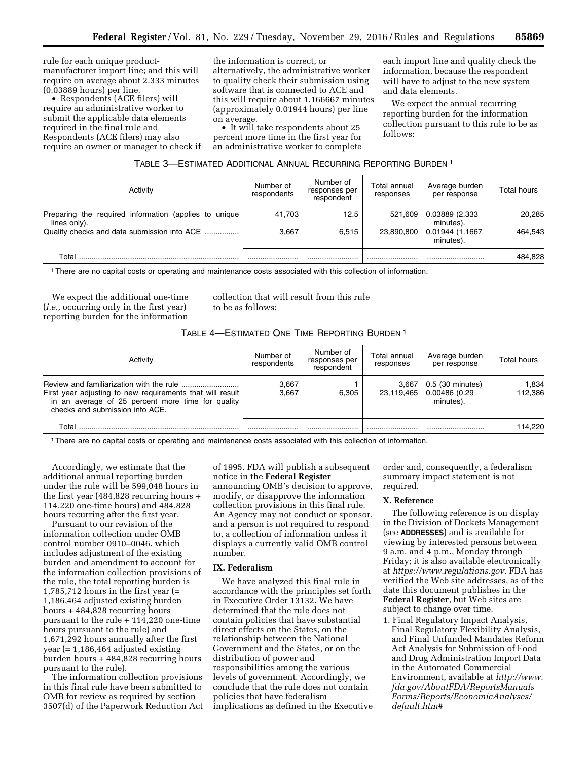rule for each unique product-manufacturer import line; and this will require on average about 2.333 minutes (0.03889 hours) per line.

- Respondents (ACE filers) will require an administrative worker to submit the applicable data elements required in the final rule and Respondents (ACE filers) may also require an owner or manager to check if the information is correct, or alternatively, the administrative worker to quality check their submission using software that is connected to ACE and this will require about 1.166667 minutes (approximately 0.01944 hours) per line on average.
- It will take respondents about 25 percent more time in the first year for an administrative worker to complete each import line and quality check the information, because the respondent will have to adjust to the new system and data elements.

We expect the annual recurring reporting burden for the information collection pursuant to this rule to be as follows:

TABLE 3—ESTIMATED ADDITIONAL ANNUAL RECURRING REPORTING BURDEN [1]

| Activity | Number of respondents | Number of responses per respondent | Total annual responses | Average burden per response | Total hours |
|---|---|---|---|---|---|
| Preparing the required information (applies to unique lines only). | 41,703 | 12.5 | 521,609 | 0.03889 (2.333 minutes). | 20,285 |
| Quality checks and data submission into ACE ................ | 3,667 | 6,515 | 23,890,800 | 0.01944 (1.1667 minutes). | 464,543 |
| Total .......................................................................... | ........................ | ........................ | ........................ | ........................... | 484,828 |

[1] There are no capital costs or operating and maintenance costs associated with this collection of information.

We expect the additional one-time (*i.e.,* occurring only in the first year) reporting burden for the information collection that will result from this rule to be as follows:

TABLE 4—ESTIMATED ONE TIME REPORTING BURDEN [1]

| Activity | Number of respondents | Number of responses per respondent | Total annual responses | Average burden per response | Total hours |
|---|---|---|---|---|---|
| Review and familiarization with the rule .......................... | 3,667 | 1 | 3,667 | 0.5 (30 minutes) | 1,834 |
| First year adjusting to new requirements that will result in an average of 25 percent more time for quality checks and submission into ACE. | 3,667 | 6,305 | 23,119,465 | 0.00486 (0.29 minutes). | 112,386 |
| Total .......................................................................... | ........................ | ........................ | ........................ | ........................... | 114,220 |

[1] There are no capital costs or operating and maintenance costs associated with this collection of information.

Accordingly, we estimate that the additional annual reporting burden under the rule will be 599,048 hours in the first year (484,828 recurring hours + 114,220 one-time hours) and 484,828 hours recurring after the first year.

Pursuant to our revision of the information collection under OMB control number 0910–0046, which includes adjustment of the existing burden and amendment to account for the information collection provisions of the rule, the total reporting burden is 1,785,712 hours in the first year (= 1,186,464 adjusted existing burden hours + 484,828 recurring hours pursuant to the rule + 114,220 one-time hours pursuant to the rule) and 1,671,292 hours annually after the first year (= 1,186,464 adjusted existing burden hours + 484,828 recurring hours pursuant to the rule).

The information collection provisions in this final rule have been submitted to OMB for review as required by section 3507(d) of the Paperwork Reduction Act of 1995. FDA will publish a subsequent notice in the **Federal Register** announcing OMB's decision to approve, modify, or disapprove the information collection provisions in this final rule. An Agency may not conduct or sponsor, and a person is not required to respond to, a collection of information unless it displays a currently valid OMB control number.

## IX. Federalism

We have analyzed this final rule in accordance with the principles set forth in Executive Order 13132. We have determined that the rule does not contain policies that have substantial direct effects on the States, on the relationship between the National Government and the States, or on the distribution of power and responsibilities among the various levels of government. Accordingly, we conclude that the rule does not contain policies that have federalism implications as defined in the Executive order and, consequently, a federalism summary impact statement is not required.

## X. Reference

The following reference is on display in the Division of Dockets Management (see **ADDRESSES**) and is available for viewing by interested persons between 9 a.m. and 4 p.m., Monday through Friday; it is also available electronically at *https://www.regulations.gov.* FDA has verified the Web site addresses, as of the date this document publishes in the **Federal Register**, but Web sites are subject to change over time.

1. Final Regulatory Impact Analysis, Final Regulatory Flexibility Analysis, and Final Unfunded Mandates Reform Act Analysis for Submission of Food and Drug Administration Import Data in the Automated Commercial Environment, available at *http://www.fda.gov/AboutFDA/ReportsManualsForms/Reports/EconomicAnalyses/default.htm#*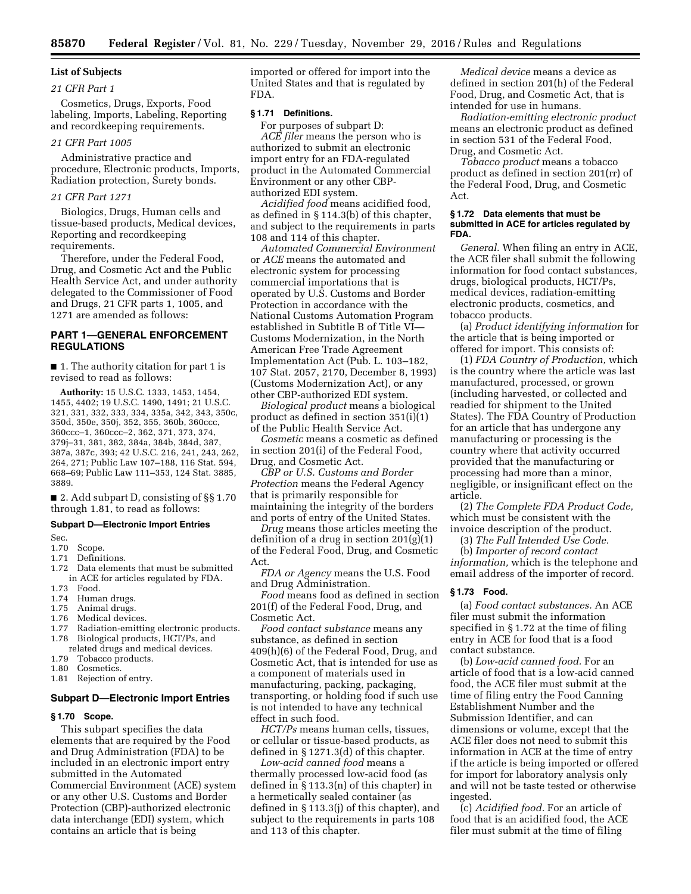**List of Subjects**

*21 CFR Part 1*

Cosmetics, Drugs, Exports, Food labeling, Imports, Labeling, Reporting and recordkeeping requirements.

*21 CFR Part 1005*

Administrative practice and procedure, Electronic products, Imports, Radiation protection, Surety bonds.

*21 CFR Part 1271*

Biologics, Drugs, Human cells and tissue-based products, Medical devices, Reporting and recordkeeping requirements.

Therefore, under the Federal Food, Drug, and Cosmetic Act and the Public Health Service Act, and under authority delegated to the Commissioner of Food and Drugs, 21 CFR parts 1, 1005, and 1271 are amended as follows:

## PART 1—GENERAL ENFORCEMENT REGULATIONS

■ 1. The authority citation for part 1 is revised to read as follows:

**Authority:** 15 U.S.C. 1333, 1453, 1454, 1455, 4402; 19 U.S.C. 1490, 1491; 21 U.S.C. 321, 331, 332, 333, 334, 335a, 342, 343, 350c, 350d, 350e, 350j, 352, 355, 360b, 360ccc, 360ccc–1, 360ccc–2, 362, 371, 373, 374, 379j–31, 381, 382, 384a, 384b, 384d, 387, 387a, 387c, 393; 42 U.S.C. 216, 241, 243, 262, 264, 271; Public Law 107–188, 116 Stat. 594, 668–69; Public Law 111–353, 124 Stat. 3885, 3889.

■ 2. Add subpart D, consisting of §§ 1.70 through 1.81, to read as follows:

### Subpart D—Electronic Import Entries

Sec.
1.70 Scope.
1.71 Definitions.
1.72 Data elements that must be submitted in ACE for articles regulated by FDA.
1.73 Food.
1.74 Human drugs.
1.75 Animal drugs.
1.76 Medical devices.
1.77 Radiation-emitting electronic products.
1.78 Biological products, HCT/Ps, and related drugs and medical devices.
1.79 Tobacco products.
1.80 Cosmetics.
1.81 Rejection of entry.

### Subpart D—Electronic Import Entries

#### § 1.70 Scope.

This subpart specifies the data elements that are required by the Food and Drug Administration (FDA) to be included in an electronic import entry submitted in the Automated Commercial Environment (ACE) system or any other U.S. Customs and Border Protection (CBP)-authorized electronic data interchange (EDI) system, which contains an article that is being imported or offered for import into the United States and that is regulated by FDA.

#### § 1.71 Definitions.

For purposes of subpart D:

*ACE filer* means the person who is authorized to submit an electronic import entry for an FDA-regulated product in the Automated Commercial Environment or any other CBP-authorized EDI system.

*Acidified food* means acidified food, as defined in § 114.3(b) of this chapter, and subject to the requirements in parts 108 and 114 of this chapter.

*Automated Commercial Environment* or *ACE* means the automated and electronic system for processing commercial importations that is operated by U.S. Customs and Border Protection in accordance with the National Customs Automation Program established in Subtitle B of Title VI—Customs Modernization, in the North American Free Trade Agreement Implementation Act (Pub. L. 103–182, 107 Stat. 2057, 2170, December 8, 1993) (Customs Modernization Act), or any other CBP-authorized EDI system.

*Biological product* means a biological product as defined in section 351(i)(1) of the Public Health Service Act.

*Cosmetic* means a cosmetic as defined in section 201(i) of the Federal Food, Drug, and Cosmetic Act.

*CBP or U.S. Customs and Border Protection* means the Federal Agency that is primarily responsible for maintaining the integrity of the borders and ports of entry of the United States.

*Drug* means those articles meeting the definition of a drug in section 201(g)(1) of the Federal Food, Drug, and Cosmetic Act.

*FDA or Agency* means the U.S. Food and Drug Administration.

*Food* means food as defined in section 201(f) of the Federal Food, Drug, and Cosmetic Act.

*Food contact substance* means any substance, as defined in section 409(h)(6) of the Federal Food, Drug, and Cosmetic Act, that is intended for use as a component of materials used in manufacturing, packing, packaging, transporting, or holding food if such use is not intended to have any technical effect in such food.

*HCT/Ps* means human cells, tissues, or cellular or tissue-based products, as defined in § 1271.3(d) of this chapter.

*Low-acid canned food* means a thermally processed low-acid food (as defined in § 113.3(n) of this chapter) in a hermetically sealed container (as defined in § 113.3(j) of this chapter), and subject to the requirements in parts 108 and 113 of this chapter.

*Medical device* means a device as defined in section 201(h) of the Federal Food, Drug, and Cosmetic Act, that is intended for use in humans.

*Radiation-emitting electronic product* means an electronic product as defined in section 531 of the Federal Food, Drug, and Cosmetic Act.

*Tobacco product* means a tobacco product as defined in section 201(rr) of the Federal Food, Drug, and Cosmetic Act.

#### § 1.72 Data elements that must be submitted in ACE for articles regulated by FDA.

*General.* When filing an entry in ACE, the ACE filer shall submit the following information for food contact substances, drugs, biological products, HCT/Ps, medical devices, radiation-emitting electronic products, cosmetics, and tobacco products.

(a) *Product identifying information* for the article that is being imported or offered for import. This consists of:

(1) *FDA Country of Production,* which is the country where the article was last manufactured, processed, or grown (including harvested, or collected and readied for shipment to the United States). The FDA Country of Production for an article that has undergone any manufacturing or processing is the country where that activity occurred provided that the manufacturing or processing had more than a minor, negligible, or insignificant effect on the article.

(2) *The Complete FDA Product Code,* which must be consistent with the invoice description of the product.

(3) *The Full Intended Use Code.*

(b) *Importer of record contact information,* which is the telephone and email address of the importer of record.

#### § 1.73 Food.

(a) *Food contact substances.* An ACE filer must submit the information specified in § 1.72 at the time of filing entry in ACE for food that is a food contact substance.

(b) *Low-acid canned food.* For an article of food that is a low-acid canned food, the ACE filer must submit at the time of filing entry the Food Canning Establishment Number and the Submission Identifier, and can dimensions or volume, except that the ACE filer does not need to submit this information in ACE at the time of entry if the article is being imported or offered for import for laboratory analysis only and will not be taste tested or otherwise ingested.

(c) *Acidified food.* For an article of food that is an acidified food, the ACE filer must submit at the time of filing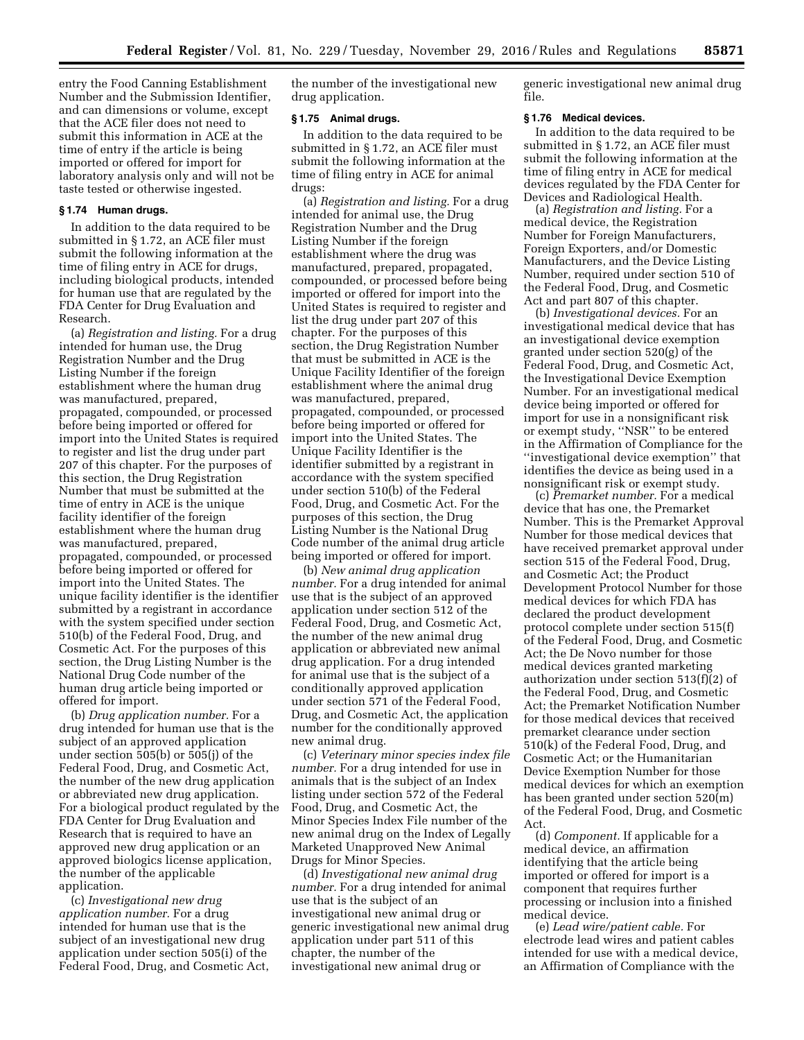entry the Food Canning Establishment Number and the Submission Identifier, and can dimensions or volume, except that the ACE filer does not need to submit this information in ACE at the time of entry if the article is being imported or offered for import for laboratory analysis only and will not be taste tested or otherwise ingested.

### § 1.74 Human drugs.

In addition to the data required to be submitted in § 1.72, an ACE filer must submit the following information at the time of filing entry in ACE for drugs, including biological products, intended for human use that are regulated by the FDA Center for Drug Evaluation and Research.

(a) *Registration and listing.* For a drug intended for human use, the Drug Registration Number and the Drug Listing Number if the foreign establishment where the human drug was manufactured, prepared, propagated, compounded, or processed before being imported or offered for import into the United States is required to register and list the drug under part 207 of this chapter. For the purposes of this section, the Drug Registration Number that must be submitted at the time of entry in ACE is the unique facility identifier of the foreign establishment where the human drug was manufactured, prepared, propagated, compounded, or processed before being imported or offered for import into the United States. The unique facility identifier is the identifier submitted by a registrant in accordance with the system specified under section 510(b) of the Federal Food, Drug, and Cosmetic Act. For the purposes of this section, the Drug Listing Number is the National Drug Code number of the human drug article being imported or offered for import.

(b) *Drug application number.* For a drug intended for human use that is the subject of an approved application under section 505(b) or 505(j) of the Federal Food, Drug, and Cosmetic Act, the number of the new drug application or abbreviated new drug application. For a biological product regulated by the FDA Center for Drug Evaluation and Research that is required to have an approved new drug application or an approved biologics license application, the number of the applicable application.

(c) *Investigational new drug application number.* For a drug intended for human use that is the subject of an investigational new drug application under section 505(i) of the Federal Food, Drug, and Cosmetic Act, the number of the investigational new drug application.

### § 1.75 Animal drugs.

In addition to the data required to be submitted in § 1.72, an ACE filer must submit the following information at the time of filing entry in ACE for animal drugs:

(a) *Registration and listing.* For a drug intended for animal use, the Drug Registration Number and the Drug Listing Number if the foreign establishment where the drug was manufactured, prepared, propagated, compounded, or processed before being imported or offered for import into the United States is required to register and list the drug under part 207 of this chapter. For the purposes of this section, the Drug Registration Number that must be submitted in ACE is the Unique Facility Identifier of the foreign establishment where the animal drug was manufactured, prepared, propagated, compounded, or processed before being imported or offered for import into the United States. The Unique Facility Identifier is the identifier submitted by a registrant in accordance with the system specified under section 510(b) of the Federal Food, Drug, and Cosmetic Act. For the purposes of this section, the Drug Listing Number is the National Drug Code number of the animal drug article being imported or offered for import.

(b) *New animal drug application number.* For a drug intended for animal use that is the subject of an approved application under section 512 of the Federal Food, Drug, and Cosmetic Act, the number of the new animal drug application or abbreviated new animal drug application. For a drug intended for animal use that is the subject of a conditionally approved application under section 571 of the Federal Food, Drug, and Cosmetic Act, the application number for the conditionally approved new animal drug.

(c) *Veterinary minor species index file number.* For a drug intended for use in animals that is the subject of an Index listing under section 572 of the Federal Food, Drug, and Cosmetic Act, the Minor Species Index File number of the new animal drug on the Index of Legally Marketed Unapproved New Animal Drugs for Minor Species.

(d) *Investigational new animal drug number.* For a drug intended for animal use that is the subject of an investigational new animal drug or generic investigational new animal drug application under part 511 of this chapter, the number of the investigational new animal drug or generic investigational new animal drug file.

### § 1.76 Medical devices.

In addition to the data required to be submitted in § 1.72, an ACE filer must submit the following information at the time of filing entry in ACE for medical devices regulated by the FDA Center for Devices and Radiological Health.

(a) *Registration and listing.* For a medical device, the Registration Number for Foreign Manufacturers, Foreign Exporters, and/or Domestic Manufacturers, and the Device Listing Number, required under section 510 of the Federal Food, Drug, and Cosmetic Act and part 807 of this chapter.

(b) *Investigational devices.* For an investigational medical device that has an investigational device exemption granted under section 520(g) of the Federal Food, Drug, and Cosmetic Act, the Investigational Device Exemption Number. For an investigational medical device being imported or offered for import for use in a nonsignificant risk or exempt study, "NSR" to be entered in the Affirmation of Compliance for the "investigational device exemption" that identifies the device as being used in a nonsignificant risk or exempt study.

(c) *Premarket number.* For a medical device that has one, the Premarket Number. This is the Premarket Approval Number for those medical devices that have received premarket approval under section 515 of the Federal Food, Drug, and Cosmetic Act; the Product Development Protocol Number for those medical devices for which FDA has declared the product development protocol complete under section 515(f) of the Federal Food, Drug, and Cosmetic Act; the De Novo number for those medical devices granted marketing authorization under section 513(f)(2) of the Federal Food, Drug, and Cosmetic Act; the Premarket Notification Number for those medical devices that received premarket clearance under section 510(k) of the Federal Food, Drug, and Cosmetic Act; or the Humanitarian Device Exemption Number for those medical devices for which an exemption has been granted under section 520(m) of the Federal Food, Drug, and Cosmetic Act.

(d) *Component.* If applicable for a medical device, an affirmation identifying that the article being imported or offered for import is a component that requires further processing or inclusion into a finished medical device.

(e) *Lead wire/patient cable.* For electrode lead wires and patient cables intended for use with a medical device, an Affirmation of Compliance with the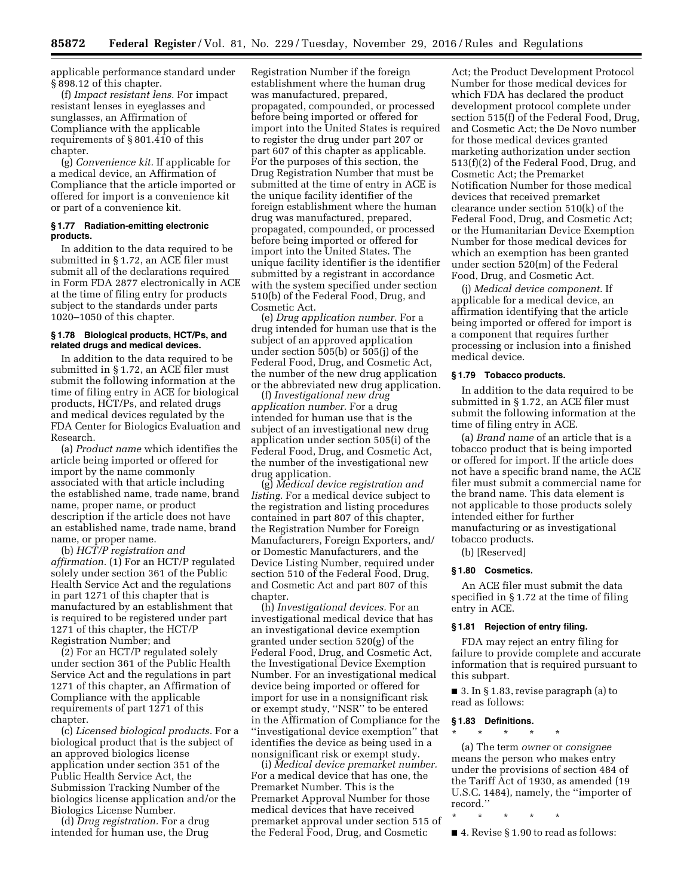applicable performance standard under § 898.12 of this chapter.

(f) *Impact resistant lens.* For impact resistant lenses in eyeglasses and sunglasses, an Affirmation of Compliance with the applicable requirements of § 801.410 of this chapter.

(g) *Convenience kit.* If applicable for a medical device, an Affirmation of Compliance that the article imported or offered for import is a convenience kit or part of a convenience kit.

**§ 1.77 Radiation-emitting electronic products.**

In addition to the data required to be submitted in § 1.72, an ACE filer must submit all of the declarations required in Form FDA 2877 electronically in ACE at the time of filing entry for products subject to the standards under parts 1020–1050 of this chapter.

**§ 1.78 Biological products, HCT/Ps, and related drugs and medical devices.**

In addition to the data required to be submitted in § 1.72, an ACE filer must submit the following information at the time of filing entry in ACE for biological products, HCT/Ps, and related drugs and medical devices regulated by the FDA Center for Biologics Evaluation and Research.

(a) *Product name* which identifies the article being imported or offered for import by the name commonly associated with that article including the established name, trade name, brand name, proper name, or product description if the article does not have an established name, trade name, brand name, or proper name.

(b) *HCT/P registration and affirmation.* (1) For an HCT/P regulated solely under section 361 of the Public Health Service Act and the regulations in part 1271 of this chapter that is manufactured by an establishment that is required to be registered under part 1271 of this chapter, the HCT/P Registration Number; and

(2) For an HCT/P regulated solely under section 361 of the Public Health Service Act and the regulations in part 1271 of this chapter, an Affirmation of Compliance with the applicable requirements of part 1271 of this chapter.

(c) *Licensed biological products.* For a biological product that is the subject of an approved biologics license application under section 351 of the Public Health Service Act, the Submission Tracking Number of the biologics license application and/or the Biologics License Number.

(d) *Drug registration.* For a drug intended for human use, the Drug Registration Number if the foreign establishment where the human drug was manufactured, prepared, propagated, compounded, or processed before being imported or offered for import into the United States is required to register the drug under part 207 or part 607 of this chapter as applicable. For the purposes of this section, the Drug Registration Number that must be submitted at the time of entry in ACE is the unique facility identifier of the foreign establishment where the human drug was manufactured, prepared, propagated, compounded, or processed before being imported or offered for import into the United States. The unique facility identifier is the identifier submitted by a registrant in accordance with the system specified under section 510(b) of the Federal Food, Drug, and Cosmetic Act.

(e) *Drug application number.* For a drug intended for human use that is the subject of an approved application under section 505(b) or 505(j) of the Federal Food, Drug, and Cosmetic Act, the number of the new drug application or the abbreviated new drug application.

(f) *Investigational new drug application number.* For a drug intended for human use that is the subject of an investigational new drug application under section 505(i) of the Federal Food, Drug, and Cosmetic Act, the number of the investigational new drug application.

(g) *Medical device registration and listing.* For a medical device subject to the registration and listing procedures contained in part 807 of this chapter, the Registration Number for Foreign Manufacturers, Foreign Exporters, and/or Domestic Manufacturers, and the Device Listing Number, required under section 510 of the Federal Food, Drug, and Cosmetic Act and part 807 of this chapter.

(h) *Investigational devices.* For an investigational medical device that has an investigational device exemption granted under section 520(g) of the Federal Food, Drug, and Cosmetic Act, the Investigational Device Exemption Number. For an investigational medical device being imported or offered for import for use in a nonsignificant risk or exempt study, ''NSR'' to be entered in the Affirmation of Compliance for the ''investigational device exemption'' that identifies the device as being used in a nonsignificant risk or exempt study.

(i) *Medical device premarket number.* For a medical device that has one, the Premarket Number. This is the Premarket Approval Number for those medical devices that have received premarket approval under section 515 of the Federal Food, Drug, and Cosmetic Act; the Product Development Protocol Number for those medical devices for which FDA has declared the product development protocol complete under section 515(f) of the Federal Food, Drug, and Cosmetic Act; the De Novo number for those medical devices granted marketing authorization under section 513(f)(2) of the Federal Food, Drug, and Cosmetic Act; the Premarket Notification Number for those medical devices that received premarket clearance under section 510(k) of the Federal Food, Drug, and Cosmetic Act; or the Humanitarian Device Exemption Number for those medical devices for which an exemption has been granted under section 520(m) of the Federal Food, Drug, and Cosmetic Act.

(j) *Medical device component.* If applicable for a medical device, an affirmation identifying that the article being imported or offered for import is a component that requires further processing or inclusion into a finished medical device.

**§ 1.79 Tobacco products.**

In addition to the data required to be submitted in § 1.72, an ACE filer must submit the following information at the time of filing entry in ACE.

(a) *Brand name* of an article that is a tobacco product that is being imported or offered for import. If the article does not have a specific brand name, the ACE filer must submit a commercial name for the brand name. This data element is not applicable to those products solely intended either for further manufacturing or as investigational tobacco products.

(b) [Reserved]

**§ 1.80 Cosmetics.**

An ACE filer must submit the data specified in § 1.72 at the time of filing entry in ACE.

**§ 1.81 Rejection of entry filing.**

FDA may reject an entry filing for failure to provide complete and accurate information that is required pursuant to this subpart.

■ 3. In § 1.83, revise paragraph (a) to read as follows:

**§ 1.83 Definitions.**

\* \* \* \* \*

(a) The term *owner* or *consignee* means the person who makes entry under the provisions of section 484 of the Tariff Act of 1930, as amended (19 U.S.C. 1484), namely, the ''importer of record.''

\* \* \* \* \*

■ 4. Revise § 1.90 to read as follows: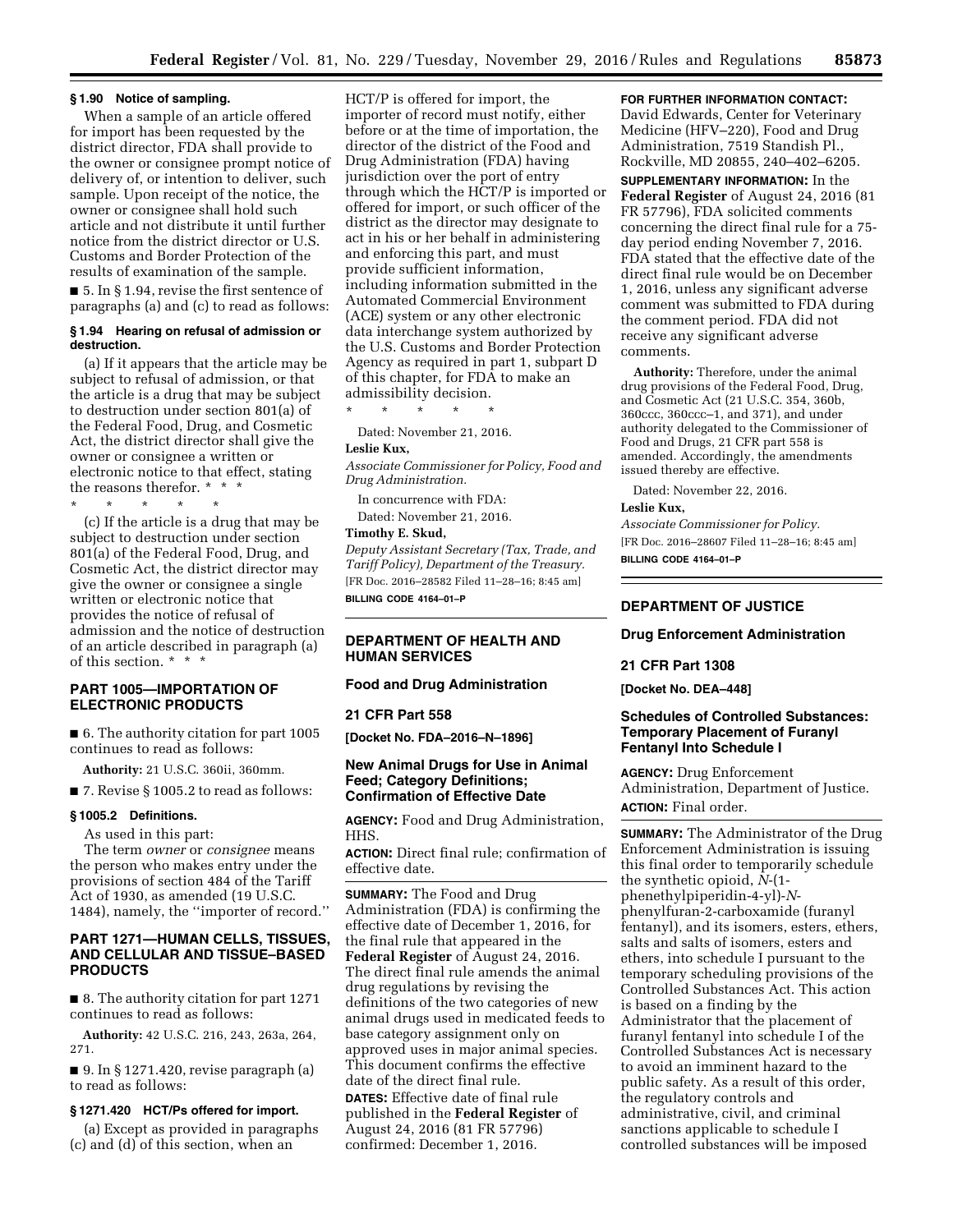### § 1.90 Notice of sampling.

When a sample of an article offered for import has been requested by the district director, FDA shall provide to the owner or consignee prompt notice of delivery of, or intention to deliver, such sample. Upon receipt of the notice, the owner or consignee shall hold such article and not distribute it until further notice from the district director or U.S. Customs and Border Protection of the results of examination of the sample.

■ 5. In § 1.94, revise the first sentence of paragraphs (a) and (c) to read as follows:

### § 1.94 Hearing on refusal of admission or destruction.

(a) If it appears that the article may be subject to refusal of admission, or that the article is a drug that may be subject to destruction under section 801(a) of the Federal Food, Drug, and Cosmetic Act, the district director shall give the owner or consignee a written or electronic notice to that effect, stating the reasons therefor. * * *

\* \* \* \* \*

(c) If the article is a drug that may be subject to destruction under section 801(a) of the Federal Food, Drug, and Cosmetic Act, the district director may give the owner or consignee a single written or electronic notice that provides the notice of refusal of admission and the notice of destruction of an article described in paragraph (a) of this section. * * *

## PART 1005—IMPORTATION OF ELECTRONIC PRODUCTS

■ 6. The authority citation for part 1005 continues to read as follows:

**Authority:** 21 U.S.C. 360ii, 360mm.

■ 7. Revise § 1005.2 to read as follows:

### § 1005.2 Definitions.

As used in this part:

The term *owner* or *consignee* means the person who makes entry under the provisions of section 484 of the Tariff Act of 1930, as amended (19 U.S.C. 1484), namely, the ''importer of record.''

## PART 1271—HUMAN CELLS, TISSUES, AND CELLULAR AND TISSUE–BASED PRODUCTS

■ 8. The authority citation for part 1271 continues to read as follows:

**Authority:** 42 U.S.C. 216, 243, 263a, 264, 271.

■ 9. In § 1271.420, revise paragraph (a) to read as follows:

### § 1271.420 HCT/Ps offered for import.

(a) Except as provided in paragraphs (c) and (d) of this section, when an HCT/P is offered for import, the importer of record must notify, either before or at the time of importation, the director of the district of the Food and Drug Administration (FDA) having jurisdiction over the port of entry through which the HCT/P is imported or offered for import, or such officer of the district as the director may designate to act in his or her behalf in administering and enforcing this part, and must provide sufficient information, including information submitted in the Automated Commercial Environment (ACE) system or any other electronic data interchange system authorized by the U.S. Customs and Border Protection Agency as required in part 1, subpart D of this chapter, for FDA to make an admissibility decision.

\* \* \* \* \*

Dated: November 21, 2016.

**Leslie Kux,**

*Associate Commissioner for Policy, Food and Drug Administration.*

In concurrence with FDA:

Dated: November 21, 2016.

**Timothy E. Skud,**

*Deputy Assistant Secretary (Tax, Trade, and Tariff Policy), Department of the Treasury.*

[FR Doc. 2016–28582 Filed 11–28–16; 8:45 am]

**BILLING CODE 4164–01–P**

---

## DEPARTMENT OF HEALTH AND HUMAN SERVICES

## Food and Drug Administration

## 21 CFR Part 558

**[Docket No. FDA–2016–N–1896]**

## New Animal Drugs for Use in Animal Feed; Category Definitions; Confirmation of Effective Date

**AGENCY:** Food and Drug Administration, HHS.

**ACTION:** Direct final rule; confirmation of effective date.

**SUMMARY:** The Food and Drug Administration (FDA) is confirming the effective date of December 1, 2016, for the final rule that appeared in the **Federal Register** of August 24, 2016. The direct final rule amends the animal drug regulations by revising the definitions of the two categories of new animal drugs used in medicated feeds to base category assignment only on approved uses in major animal species. This document confirms the effective date of the direct final rule.

**DATES:** Effective date of final rule published in the **Federal Register** of August 24, 2016 (81 FR 57796) confirmed: December 1, 2016.

**FOR FURTHER INFORMATION CONTACT:** David Edwards, Center for Veterinary Medicine (HFV–220), Food and Drug Administration, 7519 Standish Pl., Rockville, MD 20855, 240–402–6205.

**SUPPLEMENTARY INFORMATION:** In the **Federal Register** of August 24, 2016 (81 FR 57796), FDA solicited comments concerning the direct final rule for a 75-day period ending November 7, 2016. FDA stated that the effective date of the direct final rule would be on December 1, 2016, unless any significant adverse comment was submitted to FDA during the comment period. FDA did not receive any significant adverse comments.

**Authority:** Therefore, under the animal drug provisions of the Federal Food, Drug, and Cosmetic Act (21 U.S.C. 354, 360b, 360ccc, 360ccc–1, and 371), and under authority delegated to the Commissioner of Food and Drugs, 21 CFR part 558 is amended. Accordingly, the amendments issued thereby are effective.

Dated: November 22, 2016.

**Leslie Kux,**

*Associate Commissioner for Policy.*

[FR Doc. 2016–28607 Filed 11–28–16; 8:45 am]

**BILLING CODE 4164–01–P**

---

## DEPARTMENT OF JUSTICE

## Drug Enforcement Administration

## 21 CFR Part 1308

**[Docket No. DEA–448]**

## Schedules of Controlled Substances: Temporary Placement of Furanyl Fentanyl Into Schedule I

**AGENCY:** Drug Enforcement Administration, Department of Justice.

**ACTION:** Final order.

**SUMMARY:** The Administrator of the Drug Enforcement Administration is issuing this final order to temporarily schedule the synthetic opioid, *N*-(1-phenethylpiperidin-4-yl)-*N*-phenylfuran-2-carboxamide (furanyl fentanyl), and its isomers, esters, ethers, salts and salts of isomers, esters and ethers, into schedule I pursuant to the temporary scheduling provisions of the Controlled Substances Act. This action is based on a finding by the Administrator that the placement of furanyl fentanyl into schedule I of the Controlled Substances Act is necessary to avoid an imminent hazard to the public safety. As a result of this order, the regulatory controls and administrative, civil, and criminal sanctions applicable to schedule I controlled substances will be imposed